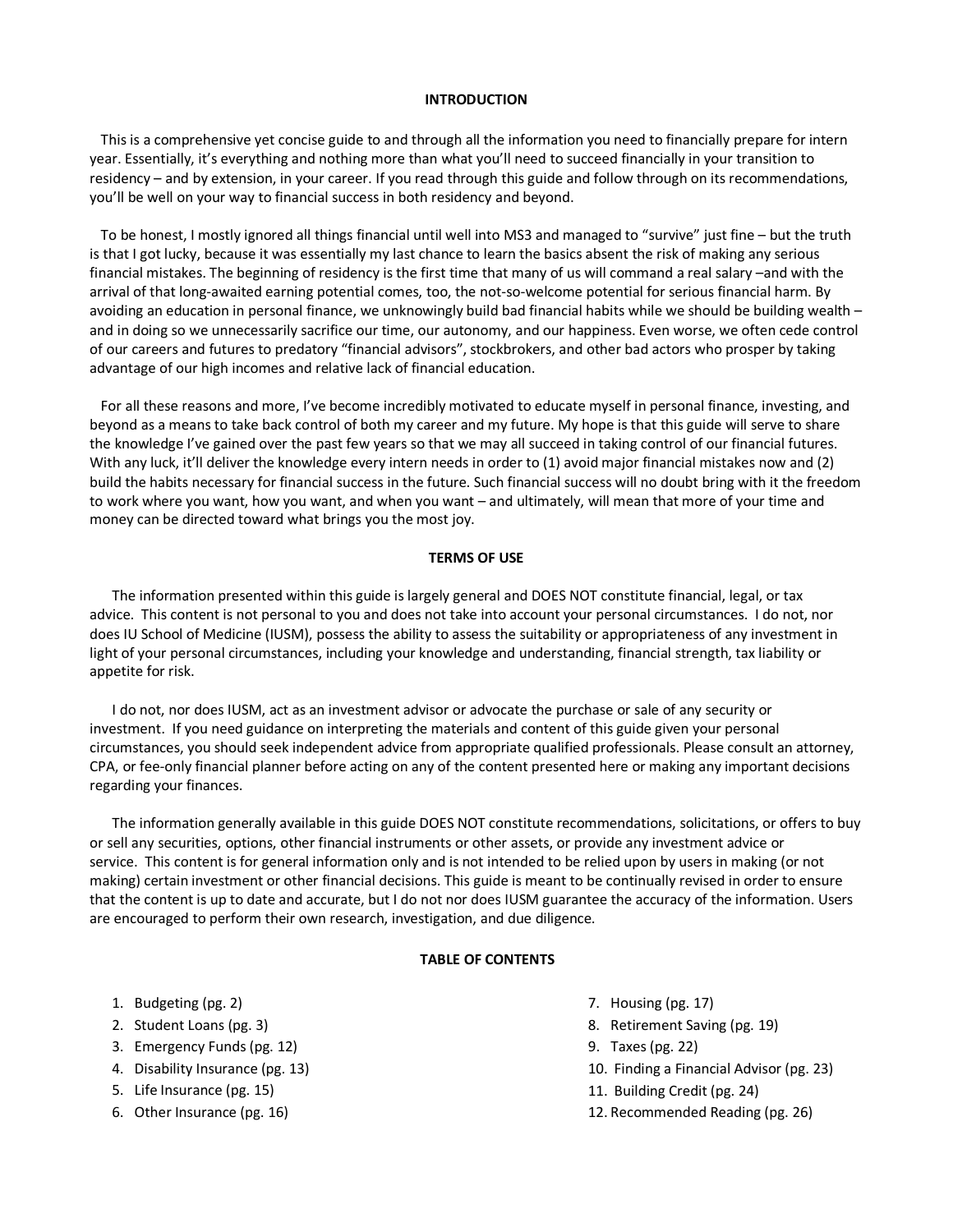## INTRODUCTION

This is a comprehensive yet concise guide to and through all the information you need to financially prepare for intern year. Essentially, it's everything and nothing more than what you'll need to succeed financially in your transition to residency – and by extension, in your career. If you read through this guide and follow through on its recommendations, you'll be well on your way to financial success in both residency and beyond.

To be honest, I mostly ignored all things financial until well into MS3 and managed to "survive" just fine – but the truth is that I got lucky, because it was essentially my last chance to learn the basics absent the risk of making any serious financial mistakes. The beginning of residency is the first time that many of us will command a real salary –and with the arrival of that long-awaited earning potential comes, too, the not-so-welcome potential for serious financial harm. By avoiding an education in personal finance, we unknowingly build bad financial habits while we should be building wealth – and in doing so we unnecessarily sacrifice our time, our autonomy, and our happiness. Even worse, we often cede control of our careers and futures to predatory "financial advisors", stockbrokers, and other bad actors who prosper by taking advantage of our high incomes and relative lack of financial education.

For all these reasons and more, I've become incredibly motivated to educate myself in personal finance, investing, and beyond as a means to take back control of both my career and my future. My hope is that this guide will serve to share the knowledge I've gained over the past few years so that we may all succeed in taking control of our financial futures. With any luck, it'll deliver the knowledge every intern needs in order to (1) avoid major financial mistakes now and (2) build the habits necessary for financial success in the future. Such financial success will no doubt bring with it the freedom to work where you want, how you want, and when you want – and ultimately, will mean that more of your time and money can be directed toward what brings you the most joy.

## TERMS OF USE

The information presented within this guide is largely general and DOES NOT constitute financial, legal, or tax advice. This content is not personal to you and does not take into account your personal circumstances. I do not, nor does IU School of Medicine (IUSM), possess the ability to assess the suitability or appropriateness of any investment in light of your personal circumstances, including your knowledge and understanding, financial strength, tax liability or appetite for risk.

I do not, nor does IUSM, act as an investment advisor or advocate the purchase or sale of any security or investment. If you need guidance on interpreting the materials and content of this guide given your personal circumstances, you should seek independent advice from appropriate qualified professionals. Please consult an attorney, CPA, or fee-only financial planner before acting on any of the content presented here or making any important decisions regarding your finances.

The information generally available in this guide DOES NOT constitute recommendations, solicitations, or offers to buy or sell any securities, options, other financial instruments or other assets, or provide any investment advice or service. This content is for general information only and is not intended to be relied upon by users in making (or not making) certain investment or other financial decisions. This guide is meant to be continually revised in order to ensure that the content is up to date and accurate, but I do not nor does IUSM guarantee the accuracy of the information. Users are encouraged to perform their own research, investigation, and due diligence.

## TABLE OF CONTENTS

1. Budgeting (pg. 2)
2. Student Loans (pg. 3)
3. Emergency Funds (pg. 12)
4. Disability Insurance (pg. 13)
5. Life Insurance (pg. 15)
6. Other Insurance (pg. 16)
7. Housing (pg. 17)
8. Retirement Saving (pg. 19)
9. Taxes (pg. 22)
10. Finding a Financial Advisor (pg. 23)
11. Building Credit (pg. 24)
12. Recommended Reading (pg. 26)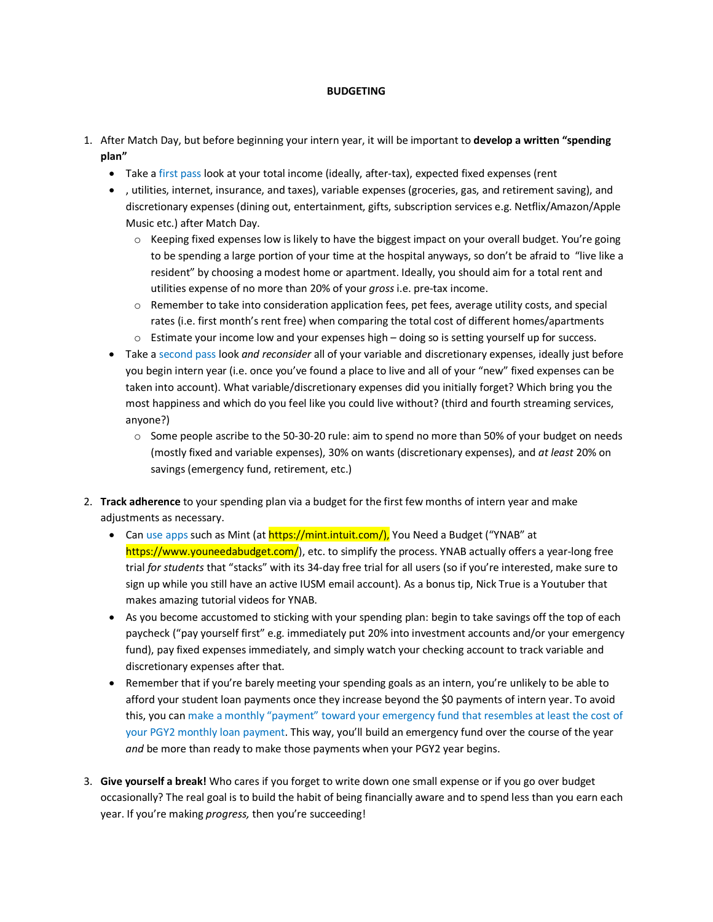**BUDGETING**

1. After Match Day, but before beginning your intern year, it will be important to **develop a written "spending plan"**
   - Take a first pass look at your total income (ideally, after-tax), expected fixed expenses (rent
   - , utilities, internet, insurance, and taxes), variable expenses (groceries, gas, and retirement saving), and discretionary expenses (dining out, entertainment, gifts, subscription services e.g. Netflix/Amazon/Apple Music etc.) after Match Day.
     - Keeping fixed expenses low is likely to have the biggest impact on your overall budget. You're going to be spending a large portion of your time at the hospital anyways, so don't be afraid to "live like a resident" by choosing a modest home or apartment. Ideally, you should aim for a total rent and utilities expense of no more than 20% of your *gross* i.e. pre-tax income.
     - Remember to take into consideration application fees, pet fees, average utility costs, and special rates (i.e. first month's rent free) when comparing the total cost of different homes/apartments
     - Estimate your income low and your expenses high – doing so is setting yourself up for success.
   - Take a second pass look *and reconsider* all of your variable and discretionary expenses, ideally just before you begin intern year (i.e. once you've found a place to live and all of your "new" fixed expenses can be taken into account). What variable/discretionary expenses did you initially forget? Which bring you the most happiness and which do you feel like you could live without? (third and fourth streaming services, anyone?)
     - Some people ascribe to the 50-30-20 rule: aim to spend no more than 50% of your budget on needs (mostly fixed and variable expenses), 30% on wants (discretionary expenses), and *at least* 20% on savings (emergency fund, retirement, etc.)

2. **Track adherence** to your spending plan via a budget for the first few months of intern year and make adjustments as necessary.
   - Can use apps such as Mint (at https://mint.intuit.com/), You Need a Budget ("YNAB" at https://www.youneedabudget.com/), etc. to simplify the process. YNAB actually offers a year-long free trial *for students* that "stacks" with its 34-day free trial for all users (so if you're interested, make sure to sign up while you still have an active IUSM email account). As a bonus tip, Nick True is a Youtuber that makes amazing tutorial videos for YNAB.
   - As you become accustomed to sticking with your spending plan: begin to take savings off the top of each paycheck ("pay yourself first" e.g. immediately put 20% into investment accounts and/or your emergency fund), pay fixed expenses immediately, and simply watch your checking account to track variable and discretionary expenses after that.
   - Remember that if you're barely meeting your spending goals as an intern, you're unlikely to be able to afford your student loan payments once they increase beyond the $0 payments of intern year. To avoid this, you can make a monthly "payment" toward your emergency fund that resembles at least the cost of your PGY2 monthly loan payment. This way, you'll build an emergency fund over the course of the year *and* be more than ready to make those payments when your PGY2 year begins.

3. **Give yourself a break!** Who cares if you forget to write down one small expense or if you go over budget occasionally? The real goal is to build the habit of being financially aware and to spend less than you earn each year. If you're making *progress,* then you're succeeding!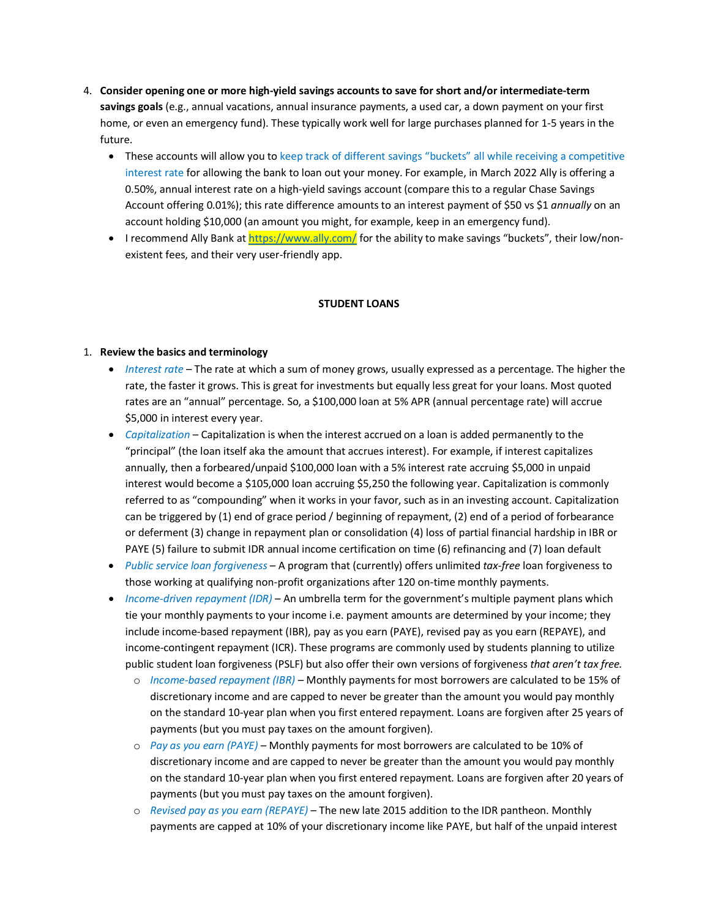4. **Consider opening one or more high-yield savings accounts to save for short and/or intermediate-term savings goals** (e.g., annual vacations, annual insurance payments, a used car, a down payment on your first home, or even an emergency fund). These typically work well for large purchases planned for 1-5 years in the future.
   - These accounts will allow you to keep track of different savings "buckets" all while receiving a competitive interest rate for allowing the bank to loan out your money. For example, in March 2022 Ally is offering a 0.50%, annual interest rate on a high-yield savings account (compare this to a regular Chase Savings Account offering 0.01%); this rate difference amounts to an interest payment of $50 vs $1 *annually* on an account holding $10,000 (an amount you might, for example, keep in an emergency fund).
   - I recommend Ally Bank at https://www.ally.com/ for the ability to make savings "buckets", their low/non-existent fees, and their very user-friendly app.

## STUDENT LOANS

1. **Review the basics and terminology**
   - *Interest rate* – The rate at which a sum of money grows, usually expressed as a percentage. The higher the rate, the faster it grows. This is great for investments but equally less great for your loans. Most quoted rates are an "annual" percentage. So, a $100,000 loan at 5% APR (annual percentage rate) will accrue $5,000 in interest every year.
   - *Capitalization* – Capitalization is when the interest accrued on a loan is added permanently to the "principal" (the loan itself aka the amount that accrues interest). For example, if interest capitalizes annually, then a forbeared/unpaid $100,000 loan with a 5% interest rate accruing $5,000 in unpaid interest would become a $105,000 loan accruing $5,250 the following year. Capitalization is commonly referred to as "compounding" when it works in your favor, such as in an investing account. Capitalization can be triggered by (1) end of grace period / beginning of repayment, (2) end of a period of forbearance or deferment (3) change in repayment plan or consolidation (4) loss of partial financial hardship in IBR or PAYE (5) failure to submit IDR annual income certification on time (6) refinancing and (7) loan default
   - *Public service loan forgiveness* – A program that (currently) offers unlimited *tax-free* loan forgiveness to those working at qualifying non-profit organizations after 120 on-time monthly payments.
   - *Income-driven repayment (IDR)* – An umbrella term for the government's multiple payment plans which tie your monthly payments to your income i.e. payment amounts are determined by your income; they include income-based repayment (IBR), pay as you earn (PAYE), revised pay as you earn (REPAYE), and income-contingent repayment (ICR). These programs are commonly used by students planning to utilize public student loan forgiveness (PSLF) but also offer their own versions of forgiveness *that aren't tax free.*
     - *Income-based repayment (IBR)* – Monthly payments for most borrowers are calculated to be 15% of discretionary income and are capped to never be greater than the amount you would pay monthly on the standard 10-year plan when you first entered repayment. Loans are forgiven after 25 years of payments (but you must pay taxes on the amount forgiven).
     - *Pay as you earn (PAYE)* – Monthly payments for most borrowers are calculated to be 10% of discretionary income and are capped to never be greater than the amount you would pay monthly on the standard 10-year plan when you first entered repayment. Loans are forgiven after 20 years of payments (but you must pay taxes on the amount forgiven).
     - *Revised pay as you earn (REPAYE)* – The new late 2015 addition to the IDR pantheon. Monthly payments are capped at 10% of your discretionary income like PAYE, but half of the unpaid interest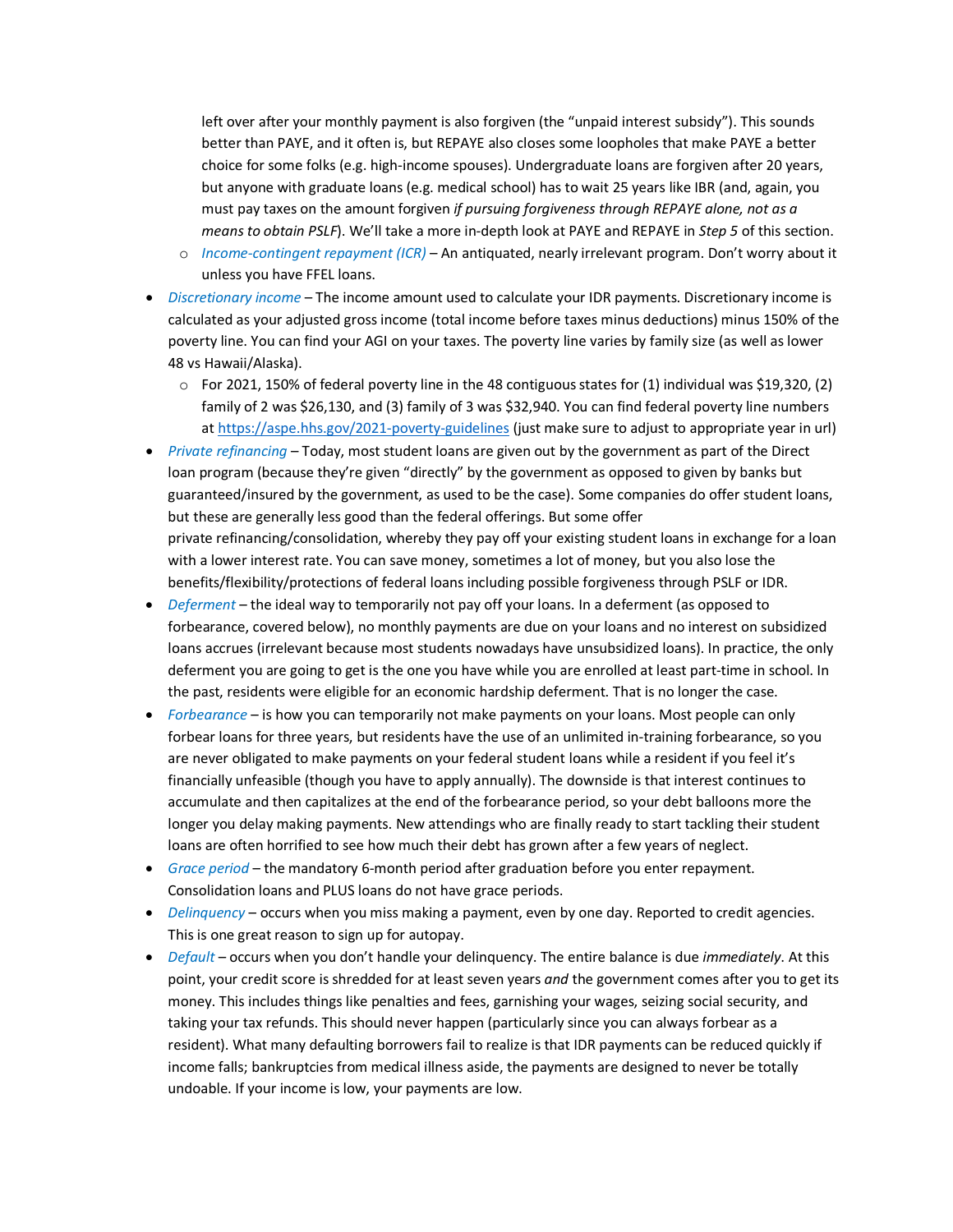left over after your monthly payment is also forgiven (the "unpaid interest subsidy"). This sounds better than PAYE, and it often is, but REPAYE also closes some loopholes that make PAYE a better choice for some folks (e.g. high-income spouses). Undergraduate loans are forgiven after 20 years, but anyone with graduate loans (e.g. medical school) has to wait 25 years like IBR (and, again, you must pay taxes on the amount forgiven *if pursuing forgiveness through REPAYE alone, not as a means to obtain PSLF*). We'll take a more in-depth look at PAYE and REPAYE in *Step 5* of this section.
  - *Income-contingent repayment (ICR)* – An antiquated, nearly irrelevant program. Don't worry about it unless you have FFEL loans.
- *Discretionary income* – The income amount used to calculate your IDR payments. Discretionary income is calculated as your adjusted gross income (total income before taxes minus deductions) minus 150% of the poverty line. You can find your AGI on your taxes. The poverty line varies by family size (as well as lower 48 vs Hawaii/Alaska).
  - For 2021, 150% of federal poverty line in the 48 contiguous states for (1) individual was $19,320, (2) family of 2 was $26,130, and (3) family of 3 was $32,940. You can find federal poverty line numbers at [https://aspe.hhs.gov/2021-poverty-guidelines](https://aspe.hhs.gov/2021-poverty-guidelines) (just make sure to adjust to appropriate year in url)
- *Private refinancing* – Today, most student loans are given out by the government as part of the Direct loan program (because they're given "directly" by the government as opposed to given by banks but guaranteed/insured by the government, as used to be the case). Some companies do offer student loans, but these are generally less good than the federal offerings. But some offer private refinancing/consolidation, whereby they pay off your existing student loans in exchange for a loan with a lower interest rate. You can save money, sometimes a lot of money, but you also lose the benefits/flexibility/protections of federal loans including possible forgiveness through PSLF or IDR.
- *Deferment* – the ideal way to temporarily not pay off your loans. In a deferment (as opposed to forbearance, covered below), no monthly payments are due on your loans and no interest on subsidized loans accrues (irrelevant because most students nowadays have unsubsidized loans). In practice, the only deferment you are going to get is the one you have while you are enrolled at least part-time in school. In the past, residents were eligible for an economic hardship deferment. That is no longer the case.
- *Forbearance* – is how you can temporarily not make payments on your loans. Most people can only forbear loans for three years, but residents have the use of an unlimited in-training forbearance, so you are never obligated to make payments on your federal student loans while a resident if you feel it's financially unfeasible (though you have to apply annually). The downside is that interest continues to accumulate and then capitalizes at the end of the forbearance period, so your debt balloons more the longer you delay making payments. New attendings who are finally ready to start tackling their student loans are often horrified to see how much their debt has grown after a few years of neglect.
- *Grace period* – the mandatory 6-month period after graduation before you enter repayment. Consolidation loans and PLUS loans do not have grace periods.
- *Delinquency* – occurs when you miss making a payment, even by one day. Reported to credit agencies. This is one great reason to sign up for autopay.
- *Default* – occurs when you don't handle your delinquency. The entire balance is due *immediately*. At this point, your credit score is shredded for at least seven years *and* the government comes after you to get its money. This includes things like penalties and fees, garnishing your wages, seizing social security, and taking your tax refunds. This should never happen (particularly since you can always forbear as a resident). What many defaulting borrowers fail to realize is that IDR payments can be reduced quickly if income falls; bankruptcies from medical illness aside, the payments are designed to never be totally undoable. If your income is low, your payments are low.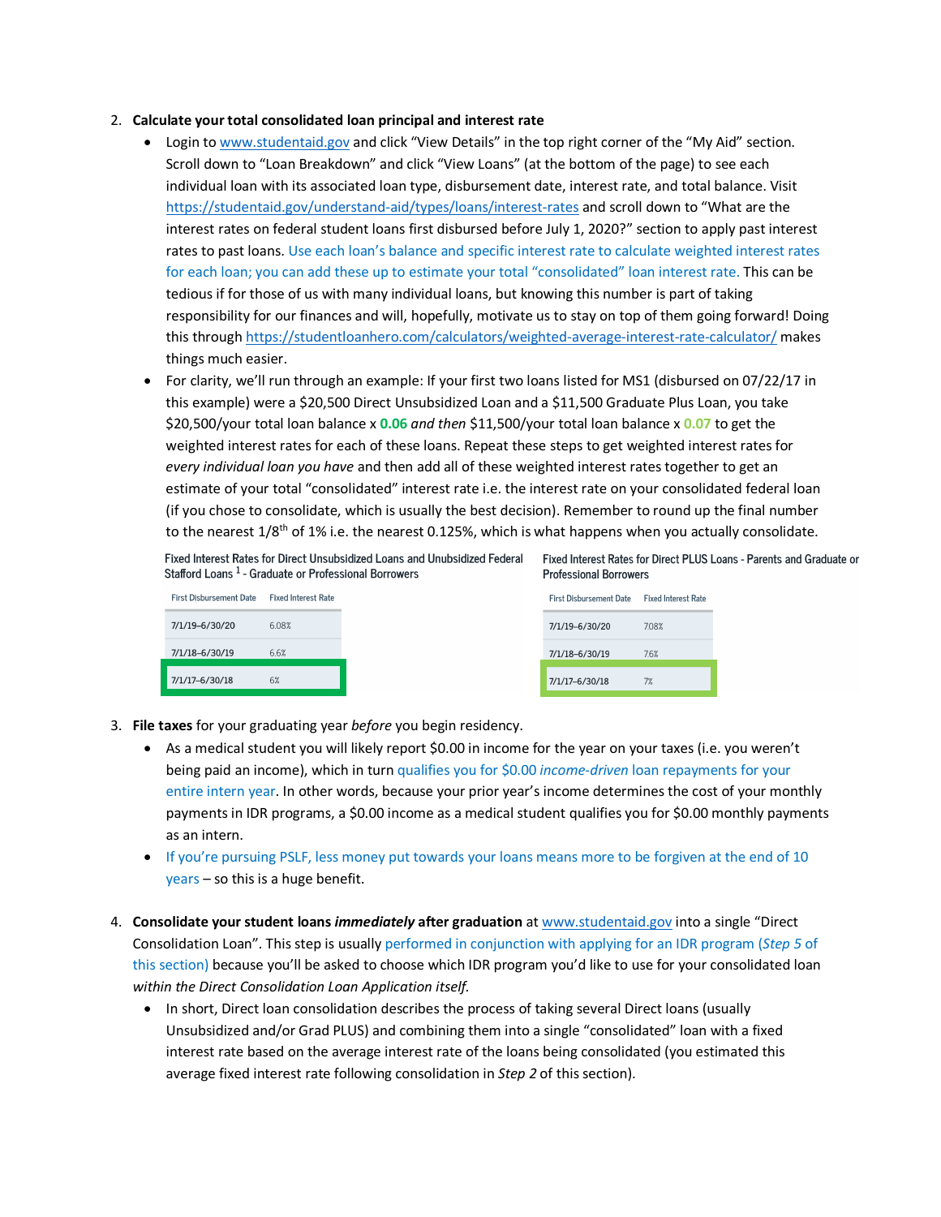2. **Calculate your total consolidated loan principal and interest rate**
   - Login to www.studentaid.gov and click "View Details" in the top right corner of the "My Aid" section. Scroll down to "Loan Breakdown" and click "View Loans" (at the bottom of the page) to see each individual loan with its associated loan type, disbursement date, interest rate, and total balance. Visit https://studentaid.gov/understand-aid/types/loans/interest-rates and scroll down to "What are the interest rates on federal student loans first disbursed before July 1, 2020?" section to apply past interest rates to past loans. Use each loan's balance and specific interest rate to calculate weighted interest rates for each loan; you can add these up to estimate your total "consolidated" loan interest rate. This can be tedious if for those of us with many individual loans, but knowing this number is part of taking responsibility for our finances and will, hopefully, motivate us to stay on top of them going forward! Doing this through https://studentloanhero.com/calculators/weighted-average-interest-rate-calculator/ makes things much easier.
   - For clarity, we'll run through an example: If your first two loans listed for MS1 (disbursed on 07/22/17 in this example) were a $20,500 Direct Unsubsidized Loan and a $11,500 Graduate Plus Loan, you take $20,500/your total loan balance x **0.06** *and then* $11,500/your total loan balance x **0.07** to get the weighted interest rates for each of these loans. Repeat these steps to get weighted interest rates for *every individual loan you have* and then add all of these weighted interest rates together to get an estimate of your total "consolidated" interest rate i.e. the interest rate on your consolidated federal loan (if you chose to consolidate, which is usually the best decision). Remember to round up the final number to the nearest 1/8th of 1% i.e. the nearest 0.125%, which is what happens when you actually consolidate.

Fixed Interest Rates for Direct Unsubsidized Loans and Unsubsidized Federal Stafford Loans [1] - Graduate or Professional Borrowers

| First Disbursement Date | Fixed Interest Rate |
|---|---|
| 7/1/19–6/30/20 | 6.08% |
| 7/1/18–6/30/19 | 6.6% |
| 7/1/17–6/30/18 | 6% |

Fixed Interest Rates for Direct PLUS Loans - Parents and Graduate or Professional Borrowers

| First Disbursement Date | Fixed Interest Rate |
|---|---|
| 7/1/19–6/30/20 | 7.08% |
| 7/1/18–6/30/19 | 7.6% |
| 7/1/17–6/30/18 | 7% |

3. **File taxes** for your graduating year *before* you begin residency.
   - As a medical student you will likely report $0.00 in income for the year on your taxes (i.e. you weren't being paid an income), which in turn qualifies you for $0.00 *income-driven* loan repayments for your entire intern year. In other words, because your prior year's income determines the cost of your monthly payments in IDR programs, a $0.00 income as a medical student qualifies you for $0.00 monthly payments as an intern.
   - If you're pursuing PSLF, less money put towards your loans means more to be forgiven at the end of 10 years – so this is a huge benefit.

4. **Consolidate your student loans *immediately* after graduation** at www.studentaid.gov into a single "Direct Consolidation Loan". This step is usually performed in conjunction with applying for an IDR program (*Step 5* of this section) because you'll be asked to choose which IDR program you'd like to use for your consolidated loan *within the Direct Consolidation Loan Application itself.*
   - In short, Direct loan consolidation describes the process of taking several Direct loans (usually Unsubsidized and/or Grad PLUS) and combining them into a single "consolidated" loan with a fixed interest rate based on the average interest rate of the loans being consolidated (you estimated this average fixed interest rate following consolidation in *Step 2* of this section).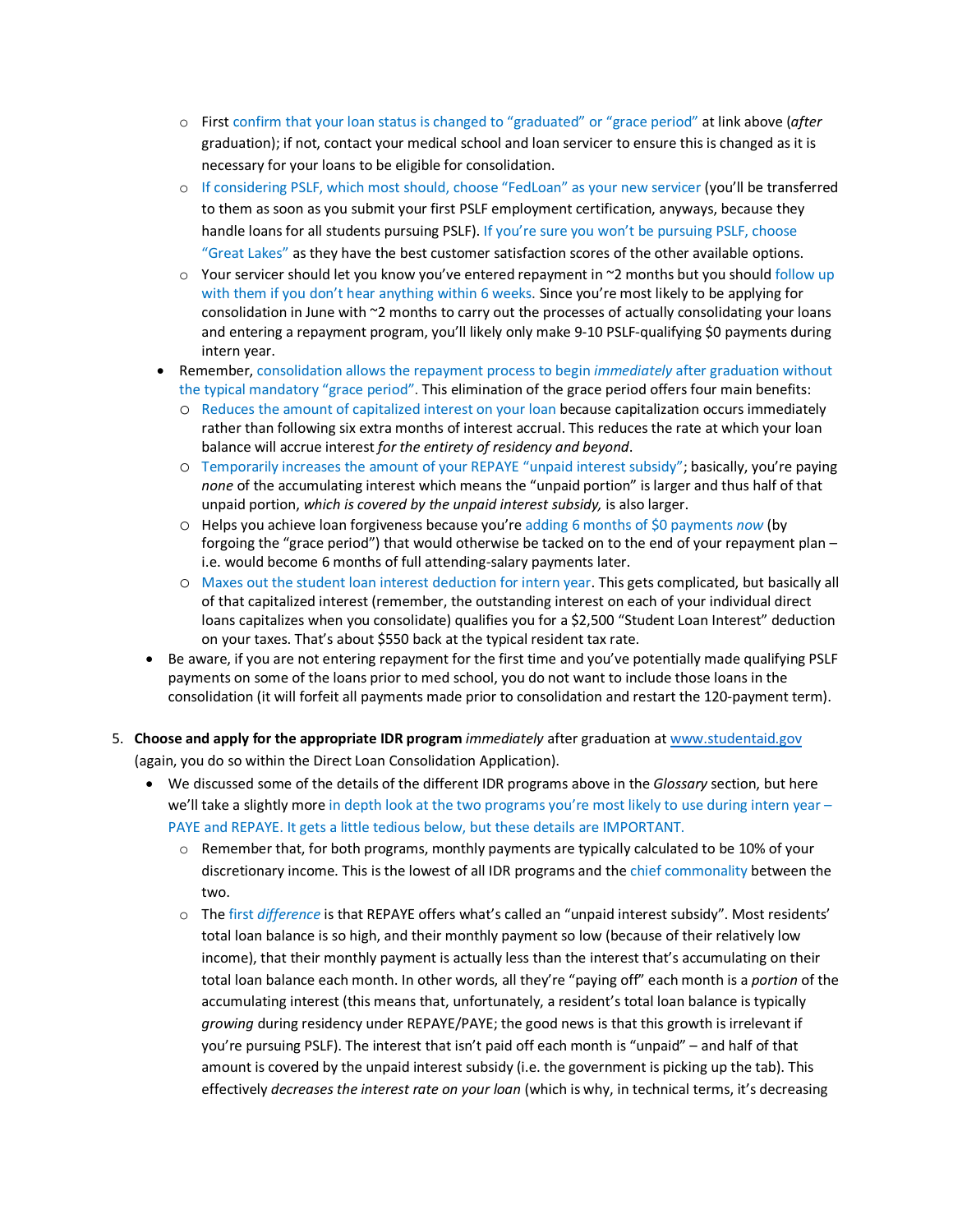- First confirm that your loan status is changed to "graduated" or "grace period" at link above (*after* graduation); if not, contact your medical school and loan servicer to ensure this is changed as it is necessary for your loans to be eligible for consolidation.
    - If considering PSLF, which most should, choose "FedLoan" as your new servicer (you'll be transferred to them as soon as you submit your first PSLF employment certification, anyways, because they handle loans for all students pursuing PSLF). If you're sure you won't be pursuing PSLF, choose "Great Lakes" as they have the best customer satisfaction scores of the other available options.
    - Your servicer should let you know you've entered repayment in ~2 months but you should follow up with them if you don't hear anything within 6 weeks. Since you're most likely to be applying for consolidation in June with ~2 months to carry out the processes of actually consolidating your loans and entering a repayment program, you'll likely only make 9-10 PSLF-qualifying $0 payments during intern year.
- Remember, consolidation allows the repayment process to begin *immediately* after graduation without the typical mandatory "grace period". This elimination of the grace period offers four main benefits:
    - Reduces the amount of capitalized interest on your loan because capitalization occurs immediately rather than following six extra months of interest accrual. This reduces the rate at which your loan balance will accrue interest *for the entirety of residency and beyond*.
    - Temporarily increases the amount of your REPAYE "unpaid interest subsidy"; basically, you're paying *none* of the accumulating interest which means the "unpaid portion" is larger and thus half of that unpaid portion, *which is covered by the unpaid interest subsidy,* is also larger.
    - Helps you achieve loan forgiveness because you're adding 6 months of $0 payments *now* (by forgoing the "grace period") that would otherwise be tacked on to the end of your repayment plan – i.e. would become 6 months of full attending-salary payments later.
    - Maxes out the student loan interest deduction for intern year. This gets complicated, but basically all of that capitalized interest (remember, the outstanding interest on each of your individual direct loans capitalizes when you consolidate) qualifies you for a $2,500 "Student Loan Interest" deduction on your taxes. That's about $550 back at the typical resident tax rate.
- Be aware, if you are not entering repayment for the first time and you've potentially made qualifying PSLF payments on some of the loans prior to med school, you do not want to include those loans in the consolidation (it will forfeit all payments made prior to consolidation and restart the 120-payment term).

5. **Choose and apply for the appropriate IDR program** *immediately* after graduation at www.studentaid.gov (again, you do so within the Direct Loan Consolidation Application).
    - We discussed some of the details of the different IDR programs above in the *Glossary* section, but here we'll take a slightly more in depth look at the two programs you're most likely to use during intern year – PAYE and REPAYE. It gets a little tedious below, but these details are IMPORTANT.
        - Remember that, for both programs, monthly payments are typically calculated to be 10% of your discretionary income. This is the lowest of all IDR programs and the chief commonality between the two.
        - The first *difference* is that REPAYE offers what's called an "unpaid interest subsidy". Most residents' total loan balance is so high, and their monthly payment so low (because of their relatively low income), that their monthly payment is actually less than the interest that's accumulating on their total loan balance each month. In other words, all they're "paying off" each month is a *portion* of the accumulating interest (this means that, unfortunately, a resident's total loan balance is typically *growing* during residency under REPAYE/PAYE; the good news is that this growth is irrelevant if you're pursuing PSLF). The interest that isn't paid off each month is "unpaid" – and half of that amount is covered by the unpaid interest subsidy (i.e. the government is picking up the tab). This effectively *decreases the interest rate on your loan* (which is why, in technical terms, it's decreasing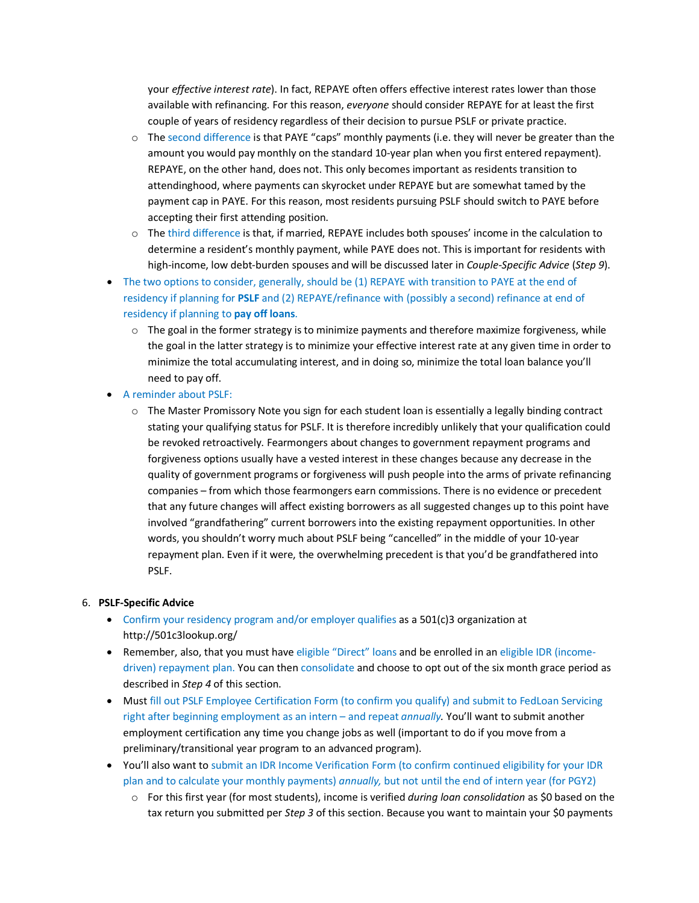your *effective interest rate*). In fact, REPAYE often offers effective interest rates lower than those available with refinancing. For this reason, *everyone* should consider REPAYE for at least the first couple of years of residency regardless of their decision to pursue PSLF or private practice.

  - The second difference is that PAYE "caps" monthly payments (i.e. they will never be greater than the amount you would pay monthly on the standard 10-year plan when you first entered repayment). REPAYE, on the other hand, does not. This only becomes important as residents transition to attendinghood, where payments can skyrocket under REPAYE but are somewhat tamed by the payment cap in PAYE. For this reason, most residents pursuing PSLF should switch to PAYE before accepting their first attending position.
  - The third difference is that, if married, REPAYE includes both spouses' income in the calculation to determine a resident's monthly payment, while PAYE does not. This is important for residents with high-income, low debt-burden spouses and will be discussed later in *Couple-Specific Advice* (*Step 9*).

- The two options to consider, generally, should be (1) REPAYE with transition to PAYE at the end of residency if planning for **PSLF** and (2) REPAYE/refinance with (possibly a second) refinance at end of residency if planning to **pay off loans**.
  - The goal in the former strategy is to minimize payments and therefore maximize forgiveness, while the goal in the latter strategy is to minimize your effective interest rate at any given time in order to minimize the total accumulating interest, and in doing so, minimize the total loan balance you'll need to pay off.
- A reminder about PSLF:
  - The Master Promissory Note you sign for each student loan is essentially a legally binding contract stating your qualifying status for PSLF. It is therefore incredibly unlikely that your qualification could be revoked retroactively. Fearmongers about changes to government repayment programs and forgiveness options usually have a vested interest in these changes because any decrease in the quality of government programs or forgiveness will push people into the arms of private refinancing companies – from which those fearmongers earn commissions. There is no evidence or precedent that any future changes will affect existing borrowers as all suggested changes up to this point have involved "grandfathering" current borrowers into the existing repayment opportunities. In other words, you shouldn't worry much about PSLF being "cancelled" in the middle of your 10-year repayment plan. Even if it were, the overwhelming precedent is that you'd be grandfathered into PSLF.

6. **PSLF-Specific Advice**
   - Confirm your residency program and/or employer qualifies as a 501(c)3 organization at http://501c3lookup.org/
   - Remember, also, that you must have eligible "Direct" loans and be enrolled in an eligible IDR (income-driven) repayment plan. You can then consolidate and choose to opt out of the six month grace period as described in *Step 4* of this section.
   - Must fill out PSLF Employee Certification Form (to confirm you qualify) and submit to FedLoan Servicing right after beginning employment as an intern – and repeat *annually*. You'll want to submit another employment certification any time you change jobs as well (important to do if you move from a preliminary/transitional year program to an advanced program).
   - You'll also want to submit an IDR Income Verification Form (to confirm continued eligibility for your IDR plan and to calculate your monthly payments) *annually,* but not until the end of intern year (for PGY2)
     - For this first year (for most students), income is verified *during loan consolidation* as $0 based on the tax return you submitted per *Step 3* of this section. Because you want to maintain your $0 payments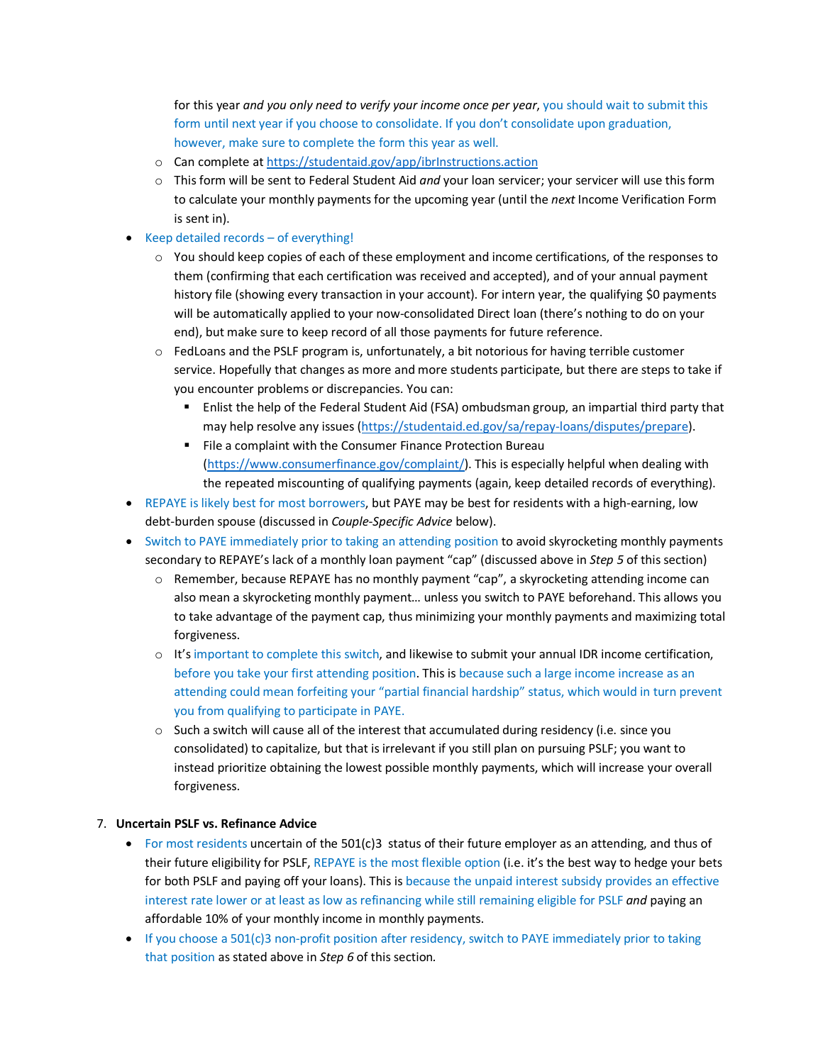for this year *and you only need to verify your income once per year*, you should wait to submit this form until next year if you choose to consolidate. If you don't consolidate upon graduation, however, make sure to complete the form this year as well.

  - Can complete at https://studentaid.gov/app/ibrInstructions.action
  - This form will be sent to Federal Student Aid *and* your loan servicer; your servicer will use this form to calculate your monthly payments for the upcoming year (until the *next* Income Verification Form is sent in).

- Keep detailed records – of everything!
  - You should keep copies of each of these employment and income certifications, of the responses to them (confirming that each certification was received and accepted), and of your annual payment history file (showing every transaction in your account). For intern year, the qualifying $0 payments will be automatically applied to your now-consolidated Direct loan (there's nothing to do on your end), but make sure to keep record of all those payments for future reference.
  - FedLoans and the PSLF program is, unfortunately, a bit notorious for having terrible customer service. Hopefully that changes as more and more students participate, but there are steps to take if you encounter problems or discrepancies. You can:
    - Enlist the help of the Federal Student Aid (FSA) ombudsman group, an impartial third party that may help resolve any issues (https://studentaid.ed.gov/sa/repay-loans/disputes/prepare).
    - File a complaint with the Consumer Finance Protection Bureau (https://www.consumerfinance.gov/complaint/). This is especially helpful when dealing with the repeated miscounting of qualifying payments (again, keep detailed records of everything).
- REPAYE is likely best for most borrowers, but PAYE may be best for residents with a high-earning, low debt-burden spouse (discussed in *Couple-Specific Advice* below).
- Switch to PAYE immediately prior to taking an attending position to avoid skyrocketing monthly payments secondary to REPAYE's lack of a monthly loan payment "cap" (discussed above in *Step 5* of this section)
  - Remember, because REPAYE has no monthly payment "cap", a skyrocketing attending income can also mean a skyrocketing monthly payment… unless you switch to PAYE beforehand. This allows you to take advantage of the payment cap, thus minimizing your monthly payments and maximizing total forgiveness.
  - It's important to complete this switch, and likewise to submit your annual IDR income certification, before you take your first attending position. This is because such a large income increase as an attending could mean forfeiting your "partial financial hardship" status, which would in turn prevent you from qualifying to participate in PAYE.
  - Such a switch will cause all of the interest that accumulated during residency (i.e. since you consolidated) to capitalize, but that is irrelevant if you still plan on pursuing PSLF; you want to instead prioritize obtaining the lowest possible monthly payments, which will increase your overall forgiveness.

7. **Uncertain PSLF vs. Refinance Advice**
   - For most residents uncertain of the 501(c)3 status of their future employer as an attending, and thus of their future eligibility for PSLF, REPAYE is the most flexible option (i.e. it's the best way to hedge your bets for both PSLF and paying off your loans). This is because the unpaid interest subsidy provides an effective interest rate lower or at least as low as refinancing while still remaining eligible for PSLF *and* paying an affordable 10% of your monthly income in monthly payments.
   - If you choose a 501(c)3 non-profit position after residency, switch to PAYE immediately prior to taking that position as stated above in *Step 6* of this section.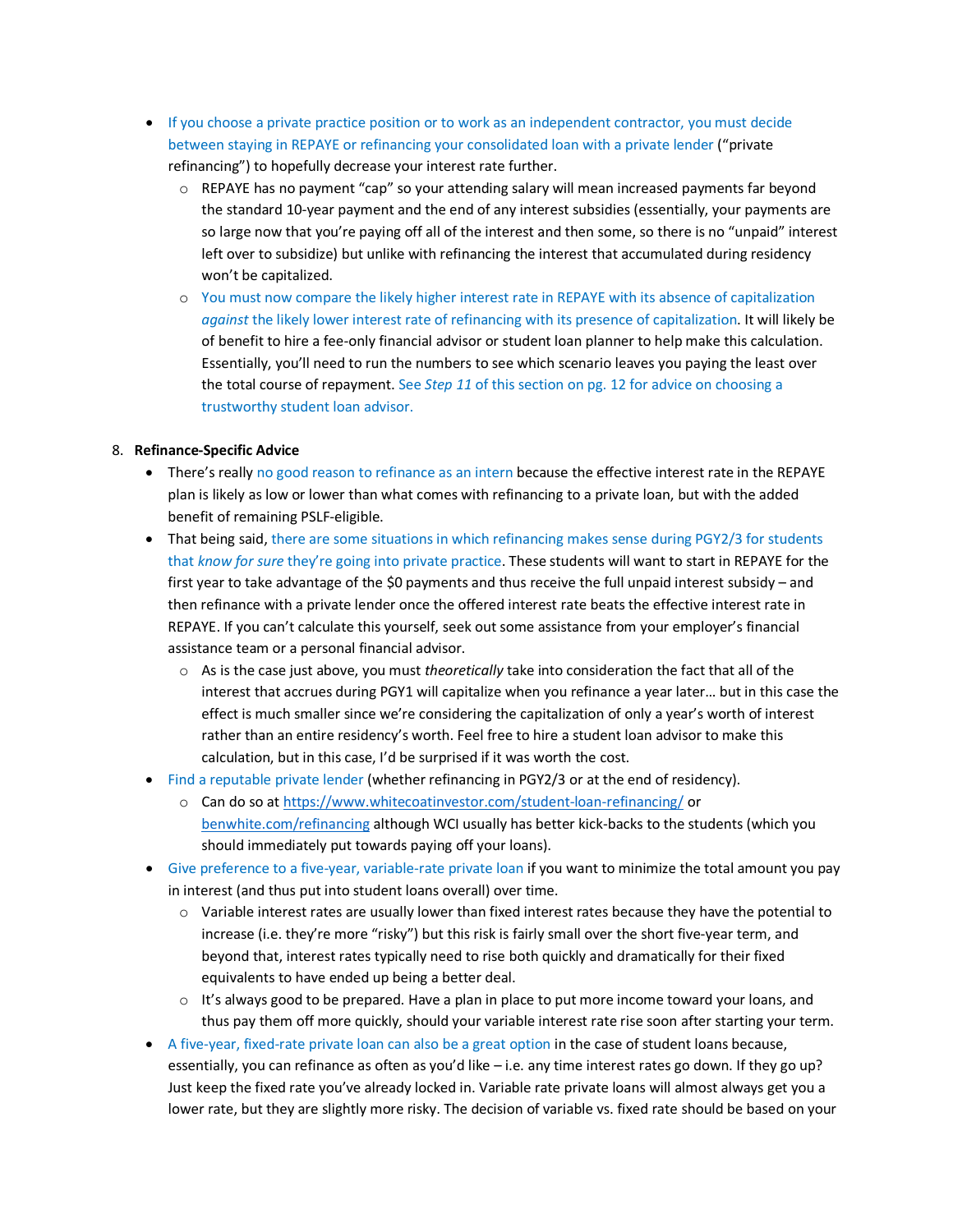- If you choose a private practice position or to work as an independent contractor, you must decide between staying in REPAYE or refinancing your consolidated loan with a private lender ("private refinancing") to hopefully decrease your interest rate further.
    - REPAYE has no payment "cap" so your attending salary will mean increased payments far beyond the standard 10-year payment and the end of any interest subsidies (essentially, your payments are so large now that you're paying off all of the interest and then some, so there is no "unpaid" interest left over to subsidize) but unlike with refinancing the interest that accumulated during residency won't be capitalized.
    - You must now compare the likely higher interest rate in REPAYE with its absence of capitalization *against* the likely lower interest rate of refinancing with its presence of capitalization. It will likely be of benefit to hire a fee-only financial advisor or student loan planner to help make this calculation. Essentially, you'll need to run the numbers to see which scenario leaves you paying the least over the total course of repayment. See *Step 11* of this section on pg. 12 for advice on choosing a trustworthy student loan advisor.

8. **Refinance-Specific Advice**
    - There's really no good reason to refinance as an intern because the effective interest rate in the REPAYE plan is likely as low or lower than what comes with refinancing to a private loan, but with the added benefit of remaining PSLF-eligible.
    - That being said, there are some situations in which refinancing makes sense during PGY2/3 for students that *know for sure* they're going into private practice. These students will want to start in REPAYE for the first year to take advantage of the $0 payments and thus receive the full unpaid interest subsidy – and then refinance with a private lender once the offered interest rate beats the effective interest rate in REPAYE. If you can't calculate this yourself, seek out some assistance from your employer's financial assistance team or a personal financial advisor.
        - As is the case just above, you must *theoretically* take into consideration the fact that all of the interest that accrues during PGY1 will capitalize when you refinance a year later… but in this case the effect is much smaller since we're considering the capitalization of only a year's worth of interest rather than an entire residency's worth. Feel free to hire a student loan advisor to make this calculation, but in this case, I'd be surprised if it was worth the cost.
    - Find a reputable private lender (whether refinancing in PGY2/3 or at the end of residency).
        - Can do so at [https://www.whitecoatinvestor.com/student-loan-refinancing/](https://www.whitecoatinvestor.com/student-loan-refinancing/) or [benwhite.com/refinancing](benwhite.com/refinancing) although WCI usually has better kick-backs to the students (which you should immediately put towards paying off your loans).
    - Give preference to a five-year, variable-rate private loan if you want to minimize the total amount you pay in interest (and thus put into student loans overall) over time.
        - Variable interest rates are usually lower than fixed interest rates because they have the potential to increase (i.e. they're more "risky") but this risk is fairly small over the short five-year term, and beyond that, interest rates typically need to rise both quickly and dramatically for their fixed equivalents to have ended up being a better deal.
        - It's always good to be prepared. Have a plan in place to put more income toward your loans, and thus pay them off more quickly, should your variable interest rate rise soon after starting your term.
    - A five-year, fixed-rate private loan can also be a great option in the case of student loans because, essentially, you can refinance as often as you'd like – i.e. any time interest rates go down. If they go up? Just keep the fixed rate you've already locked in. Variable rate private loans will almost always get you a lower rate, but they are slightly more risky. The decision of variable vs. fixed rate should be based on your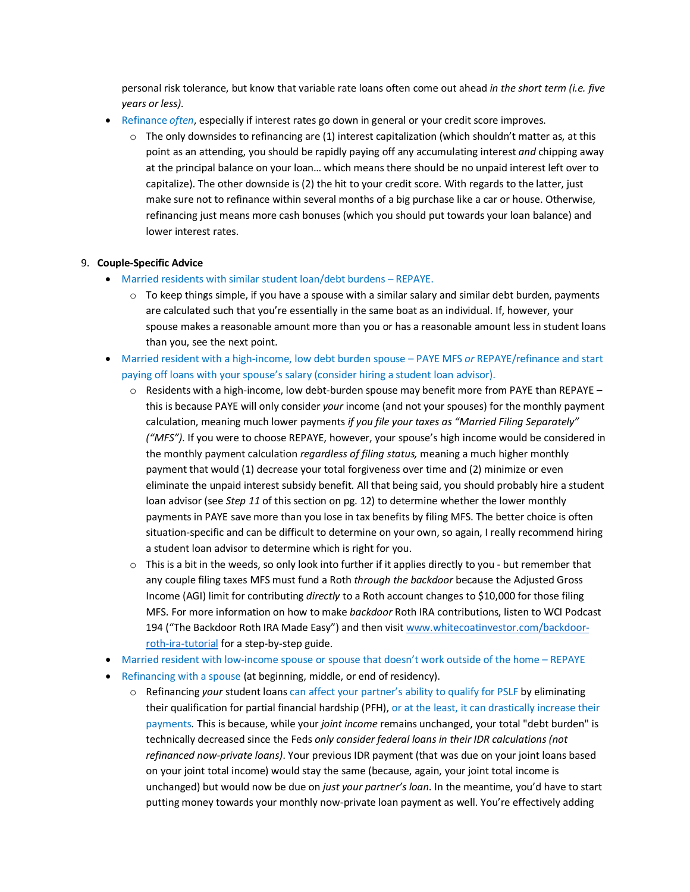personal risk tolerance, but know that variable rate loans often come out ahead *in the short term (i.e. five years or less).*

- Refinance *often*, especially if interest rates go down in general or your credit score improves.
    - The only downsides to refinancing are (1) interest capitalization (which shouldn't matter as, at this point as an attending, you should be rapidly paying off any accumulating interest *and* chipping away at the principal balance on your loan… which means there should be no unpaid interest left over to capitalize). The other downside is (2) the hit to your credit score. With regards to the latter, just make sure not to refinance within several months of a big purchase like a car or house. Otherwise, refinancing just means more cash bonuses (which you should put towards your loan balance) and lower interest rates.

9. **Couple-Specific Advice**
    - Married residents with similar student loan/debt burdens – REPAYE.
        - To keep things simple, if you have a spouse with a similar salary and similar debt burden, payments are calculated such that you're essentially in the same boat as an individual. If, however, your spouse makes a reasonable amount more than you or has a reasonable amount less in student loans than you, see the next point.
    - Married resident with a high-income, low debt burden spouse – PAYE MFS *or* REPAYE/refinance and start paying off loans with your spouse's salary (consider hiring a student loan advisor).
        - Residents with a high-income, low debt-burden spouse may benefit more from PAYE than REPAYE – this is because PAYE will only consider *your* income (and not your spouses) for the monthly payment calculation, meaning much lower payments *if you file your taxes as "Married Filing Separately" ("MFS")*. If you were to choose REPAYE, however, your spouse's high income would be considered in the monthly payment calculation *regardless of filing status,* meaning a much higher monthly payment that would (1) decrease your total forgiveness over time and (2) minimize or even eliminate the unpaid interest subsidy benefit. All that being said, you should probably hire a student loan advisor (see *Step 11* of this section on pg. 12) to determine whether the lower monthly payments in PAYE save more than you lose in tax benefits by filing MFS. The better choice is often situation-specific and can be difficult to determine on your own, so again, I really recommend hiring a student loan advisor to determine which is right for you.
        - This is a bit in the weeds, so only look into further if it applies directly to you - but remember that any couple filing taxes MFS must fund a Roth *through the backdoor* because the Adjusted Gross Income (AGI) limit for contributing *directly* to a Roth account changes to $10,000 for those filing MFS. For more information on how to make *backdoor* Roth IRA contributions, listen to WCI Podcast 194 ("The Backdoor Roth IRA Made Easy") and then visit www.whitecoatinvestor.com/backdoor-roth-ira-tutorial for a step-by-step guide.
    - Married resident with low-income spouse or spouse that doesn't work outside of the home – REPAYE
    - Refinancing with a spouse (at beginning, middle, or end of residency).
        - Refinancing *your* student loans can affect your partner's ability to qualify for PSLF by eliminating their qualification for partial financial hardship (PFH), or at the least, it can drastically increase their payments. This is because, while your *joint income* remains unchanged, your total "debt burden" is technically decreased since the Feds *only consider federal loans in their IDR calculations (not refinanced now-private loans)*. Your previous IDR payment (that was due on your joint loans based on your joint total income) would stay the same (because, again, your joint total income is unchanged) but would now be due on *just your partner's loan*. In the meantime, you'd have to start putting money towards your monthly now-private loan payment as well. You're effectively adding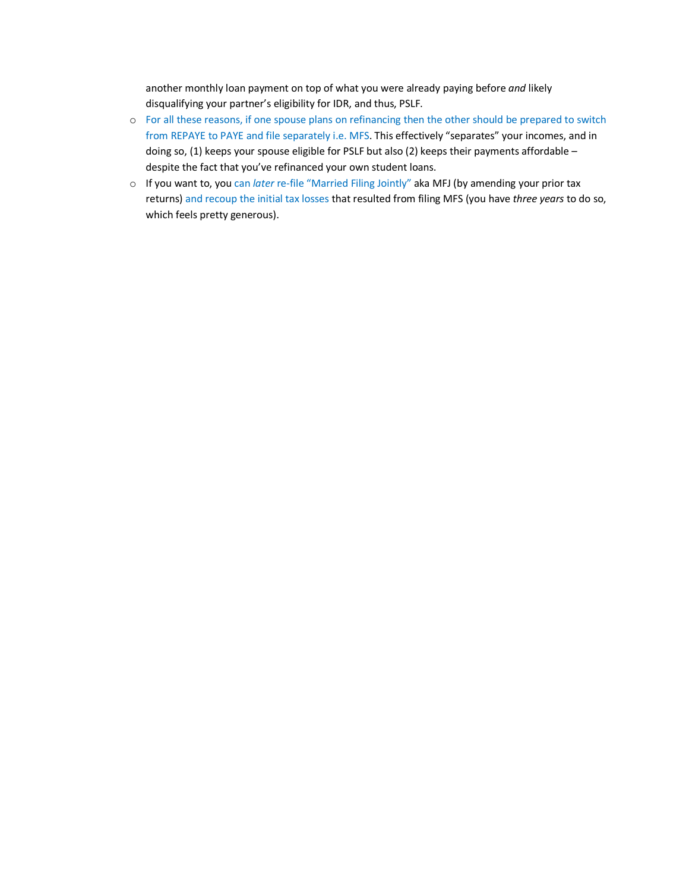another monthly loan payment on top of what you were already paying before *and* likely disqualifying your partner's eligibility for IDR, and thus, PSLF.

- For all these reasons, if one spouse plans on refinancing then the other should be prepared to switch from REPAYE to PAYE and file separately i.e. MFS. This effectively "separates" your incomes, and in doing so, (1) keeps your spouse eligible for PSLF but also (2) keeps their payments affordable – despite the fact that you've refinanced your own student loans.
- If you want to, you can *later* re-file "Married Filing Jointly" aka MFJ (by amending your prior tax returns) and recoup the initial tax losses that resulted from filing MFS (you have *three years* to do so, which feels pretty generous).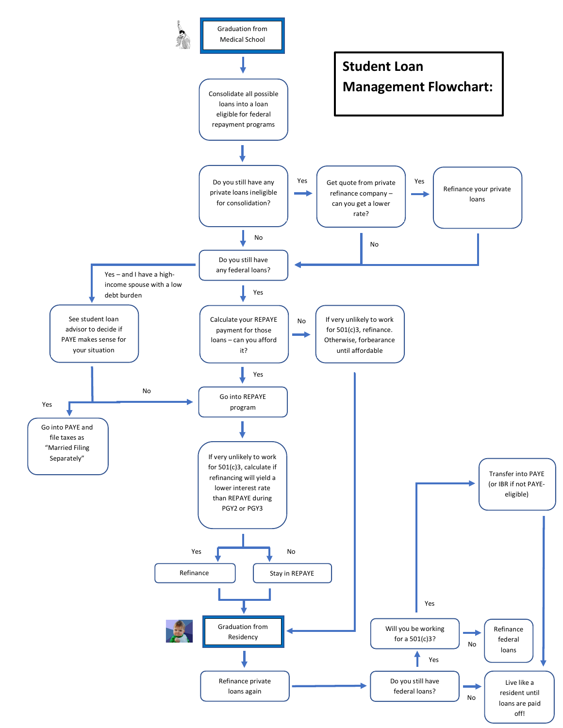# Student Loan Management Flowchart:

**Graduation from Medical School**

↓

Consolidate all possible loans into a loan eligible for federal repayment programs

↓

**Do you still have any private loans ineligible for consolidation?**

- Yes → Get quote from private refinance company – can you get a lower rate?
  - Yes → Refinance your private loans → Do you still have any federal loans?
  - No → Do you still have any federal loans?
- No → Do you still have any federal loans?

**Do you still have any federal loans?**

- Yes – and I have a high-income spouse with a low debt burden → See student loan advisor to decide if PAYE makes sense for your situation
  - Yes → Go into PAYE and file taxes as "Married Filing Separately"
  - No → Go into REPAYE program
- Yes → Calculate your REPAYE payment for those loans – can you afford it?
  - No → If very unlikely to work for 501(c)3, refinance. Otherwise, forbearance until affordable → Graduation from Residency
  - Yes → Go into REPAYE program

**Go into REPAYE program**

↓

If very unlikely to work for 501(c)3, calculate if refinancing will yield a lower interest rate than REPAYE during PGY2 or PGY3

- Yes → Refinance
- No → Stay in REPAYE

↓

**Graduation from Residency**

↓

Refinance private loans again

↓

**Do you still have federal loans?**

- No → Live like a resident until loans are paid off!
- Yes → Will you be working for a 501(c)3?
  - Yes → Transfer into PAYE (or IBR if not PAYE-eligible) → Live like a resident until loans are paid off!
  - No → Refinance federal loans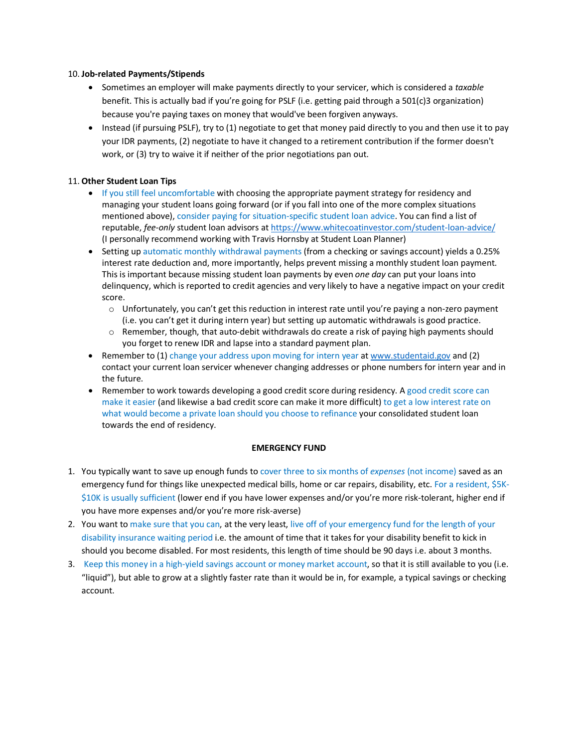10. **Job-related Payments/Stipends**
    - Sometimes an employer will make payments directly to your servicer, which is considered a *taxable* benefit. This is actually bad if you're going for PSLF (i.e. getting paid through a 501(c)3 organization) because you're paying taxes on money that would've been forgiven anyways.
    - Instead (if pursuing PSLF), try to (1) negotiate to get that money paid directly to you and then use it to pay your IDR payments, (2) negotiate to have it changed to a retirement contribution if the former doesn't work, or (3) try to waive it if neither of the prior negotiations pan out.

11. **Other Student Loan Tips**
    - If you still feel uncomfortable with choosing the appropriate payment strategy for residency and managing your student loans going forward (or if you fall into one of the more complex situations mentioned above), consider paying for situation-specific student loan advice. You can find a list of reputable, *fee-only* student loan advisors at https://www.whitecoatinvestor.com/student-loan-advice/ (I personally recommend working with Travis Hornsby at Student Loan Planner)
    - Setting up automatic monthly withdrawal payments (from a checking or savings account) yields a 0.25% interest rate deduction and, more importantly, helps prevent missing a monthly student loan payment. This is important because missing student loan payments by even *one day* can put your loans into delinquency, which is reported to credit agencies and very likely to have a negative impact on your credit score.
        - Unfortunately, you can't get this reduction in interest rate until you're paying a non-zero payment (i.e. you can't get it during intern year) but setting up automatic withdrawals is good practice.
        - Remember, though, that auto-debit withdrawals do create a risk of paying high payments should you forget to renew IDR and lapse into a standard payment plan.
    - Remember to (1) change your address upon moving for intern year at www.studentaid.gov and (2) contact your current loan servicer whenever changing addresses or phone numbers for intern year and in the future.
    - Remember to work towards developing a good credit score during residency. A good credit score can make it easier (and likewise a bad credit score can make it more difficult) to get a low interest rate on what would become a private loan should you choose to refinance your consolidated student loan towards the end of residency.

## EMERGENCY FUND

1. You typically want to save up enough funds to cover three to six months of *expenses* (not income) saved as an emergency fund for things like unexpected medical bills, home or car repairs, disability, etc. For a resident, $5K-$10K is usually sufficient (lower end if you have lower expenses and/or you're more risk-tolerant, higher end if you have more expenses and/or you're more risk-averse)
2. You want to make sure that you can, at the very least, live off of your emergency fund for the length of your disability insurance waiting period i.e. the amount of time that it takes for your disability benefit to kick in should you become disabled. For most residents, this length of time should be 90 days i.e. about 3 months.
3. Keep this money in a high-yield savings account or money market account, so that it is still available to you (i.e. "liquid"), but able to grow at a slightly faster rate than it would be in, for example, a typical savings or checking account.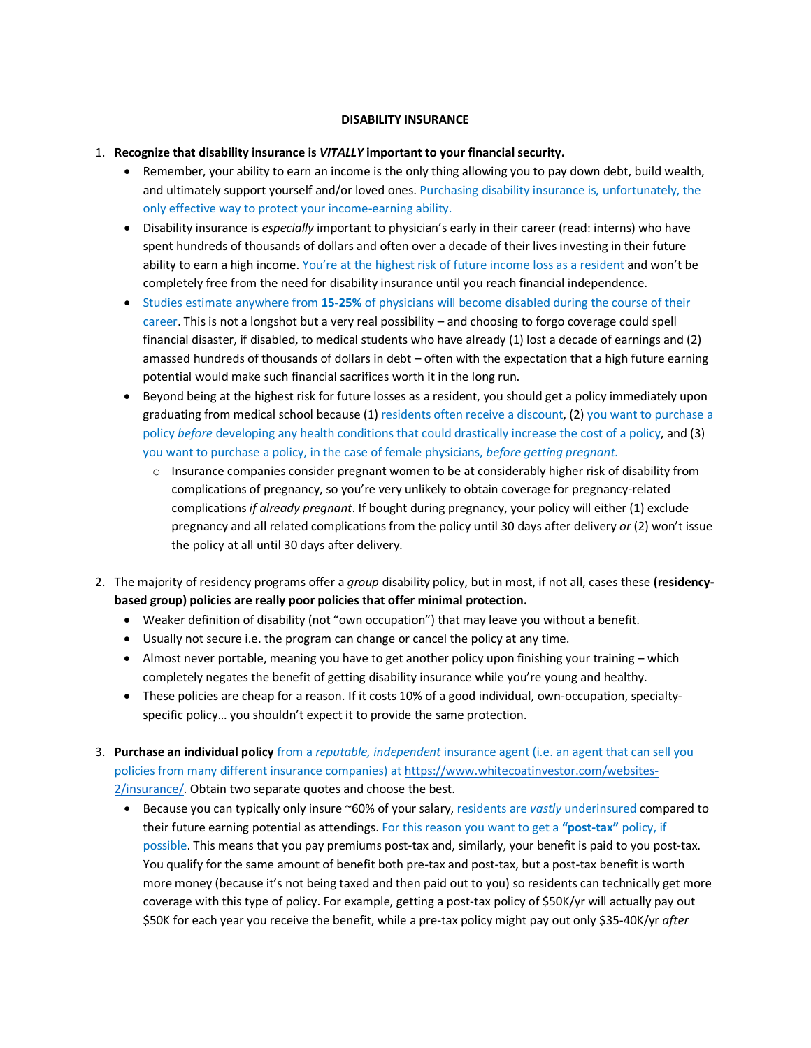**DISABILITY INSURANCE**

1. **Recognize that disability insurance is *VITALLY* important to your financial security.**
   - Remember, your ability to earn an income is the only thing allowing you to pay down debt, build wealth, and ultimately support yourself and/or loved ones. Purchasing disability insurance is, unfortunately, the only effective way to protect your income-earning ability.
   - Disability insurance is *especially* important to physician's early in their career (read: interns) who have spent hundreds of thousands of dollars and often over a decade of their lives investing in their future ability to earn a high income. You're at the highest risk of future income loss as a resident and won't be completely free from the need for disability insurance until you reach financial independence.
   - Studies estimate anywhere from **15-25%** of physicians will become disabled during the course of their career. This is not a longshot but a very real possibility – and choosing to forgo coverage could spell financial disaster, if disabled, to medical students who have already (1) lost a decade of earnings and (2) amassed hundreds of thousands of dollars in debt – often with the expectation that a high future earning potential would make such financial sacrifices worth it in the long run.
   - Beyond being at the highest risk for future losses as a resident, you should get a policy immediately upon graduating from medical school because (1) residents often receive a discount, (2) you want to purchase a policy *before* developing any health conditions that could drastically increase the cost of a policy, and (3) you want to purchase a policy, in the case of female physicians, *before getting pregnant.*
     - Insurance companies consider pregnant women to be at considerably higher risk of disability from complications of pregnancy, so you're very unlikely to obtain coverage for pregnancy-related complications *if already pregnant*. If bought during pregnancy, your policy will either (1) exclude pregnancy and all related complications from the policy until 30 days after delivery *or* (2) won't issue the policy at all until 30 days after delivery.

2. The majority of residency programs offer a *group* disability policy, but in most, if not all, cases these **(residency-based group) policies are really poor policies that offer minimal protection.**
   - Weaker definition of disability (not "own occupation") that may leave you without a benefit.
   - Usually not secure i.e. the program can change or cancel the policy at any time.
   - Almost never portable, meaning you have to get another policy upon finishing your training – which completely negates the benefit of getting disability insurance while you're young and healthy.
   - These policies are cheap for a reason. If it costs 10% of a good individual, own-occupation, specialty-specific policy… you shouldn't expect it to provide the same protection.

3. **Purchase an individual policy** from a *reputable, independent* insurance agent (i.e. an agent that can sell you policies from many different insurance companies) at https://www.whitecoatinvestor.com/websites-2/insurance/. Obtain two separate quotes and choose the best.
   - Because you can typically only insure ~60% of your salary, residents are *vastly* underinsured compared to their future earning potential as attendings. For this reason you want to get a **"post-tax"** policy, if possible. This means that you pay premiums post-tax and, similarly, your benefit is paid to you post-tax. You qualify for the same amount of benefit both pre-tax and post-tax, but a post-tax benefit is worth more money (because it's not being taxed and then paid out to you) so residents can technically get more coverage with this type of policy. For example, getting a post-tax policy of $50K/yr will actually pay out $50K for each year you receive the benefit, while a pre-tax policy might pay out only $35-40K/yr *after*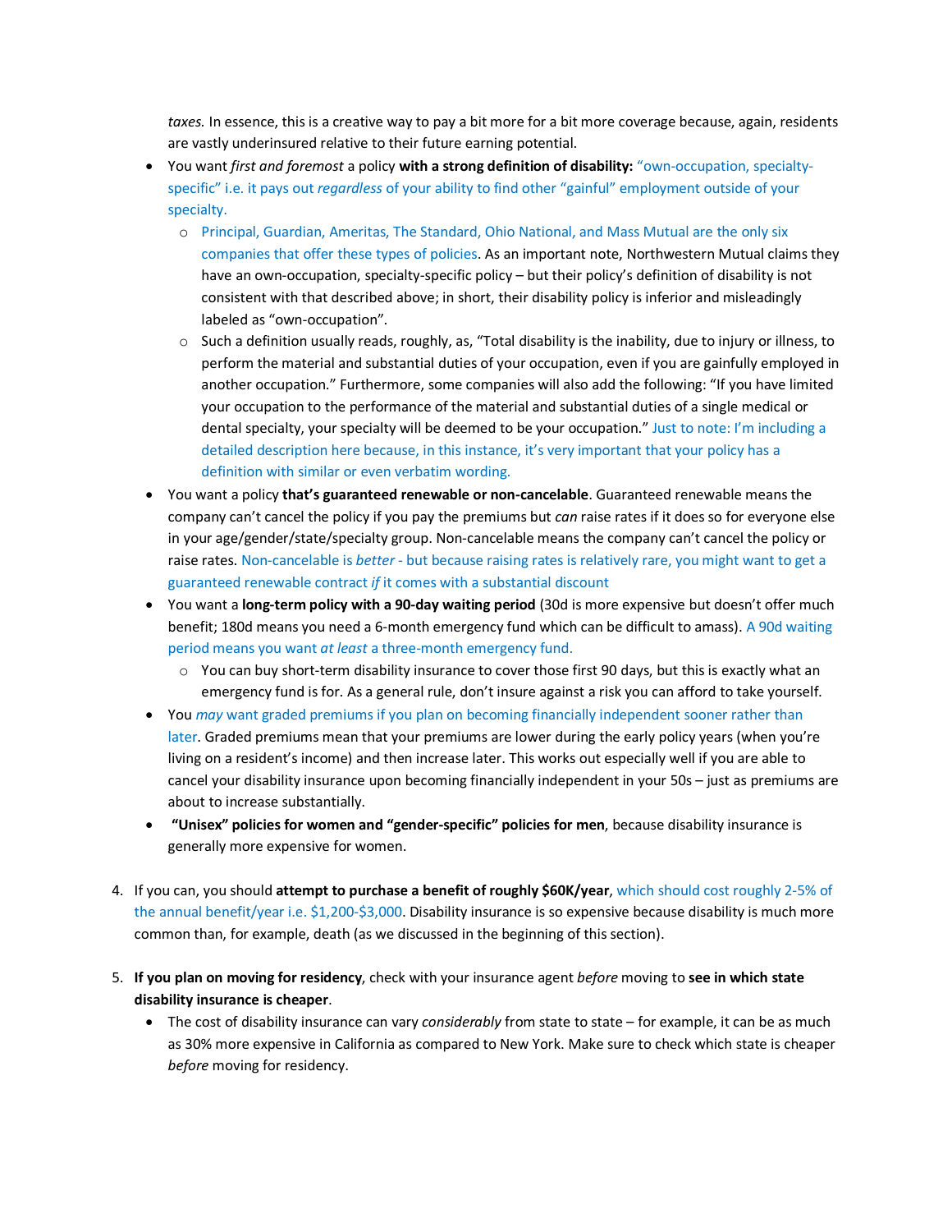*taxes.* In essence, this is a creative way to pay a bit more for a bit more coverage because, again, residents are vastly underinsured relative to their future earning potential.

- You want *first and foremost* a policy **with a strong definition of disability:** "own-occupation, specialty-specific" i.e. it pays out *regardless* of your ability to find other "gainful" employment outside of your specialty.
  - Principal, Guardian, Ameritas, The Standard, Ohio National, and Mass Mutual are the only six companies that offer these types of policies. As an important note, Northwestern Mutual claims they have an own-occupation, specialty-specific policy – but their policy's definition of disability is not consistent with that described above; in short, their disability policy is inferior and misleadingly labeled as "own-occupation".
  - Such a definition usually reads, roughly, as, "Total disability is the inability, due to injury or illness, to perform the material and substantial duties of your occupation, even if you are gainfully employed in another occupation." Furthermore, some companies will also add the following: "If you have limited your occupation to the performance of the material and substantial duties of a single medical or dental specialty, your specialty will be deemed to be your occupation." Just to note: I'm including a detailed description here because, in this instance, it's very important that your policy has a definition with similar or even verbatim wording.
- You want a policy **that's guaranteed renewable or non-cancelable**. Guaranteed renewable means the company can't cancel the policy if you pay the premiums but *can* raise rates if it does so for everyone else in your age/gender/state/specialty group. Non-cancelable means the company can't cancel the policy or raise rates. Non-cancelable is *better* - but because raising rates is relatively rare, you might want to get a guaranteed renewable contract *if* it comes with a substantial discount
- You want a **long-term policy with a 90-day waiting period** (30d is more expensive but doesn't offer much benefit; 180d means you need a 6-month emergency fund which can be difficult to amass). A 90d waiting period means you want *at least* a three-month emergency fund.
  - You can buy short-term disability insurance to cover those first 90 days, but this is exactly what an emergency fund is for. As a general rule, don't insure against a risk you can afford to take yourself.
- You *may* want graded premiums if you plan on becoming financially independent sooner rather than later. Graded premiums mean that your premiums are lower during the early policy years (when you're living on a resident's income) and then increase later. This works out especially well if you are able to cancel your disability insurance upon becoming financially independent in your 50s – just as premiums are about to increase substantially.
- **"Unisex" policies for women and "gender-specific" policies for men**, because disability insurance is generally more expensive for women.

4. If you can, you should **attempt to purchase a benefit of roughly $60K/year**, which should cost roughly 2-5% of the annual benefit/year i.e. $1,200-$3,000. Disability insurance is so expensive because disability is much more common than, for example, death (as we discussed in the beginning of this section).

5. **If you plan on moving for residency**, check with your insurance agent *before* moving to **see in which state disability insurance is cheaper**.
   - The cost of disability insurance can vary *considerably* from state to state – for example, it can be as much as 30% more expensive in California as compared to New York. Make sure to check which state is cheaper *before* moving for residency.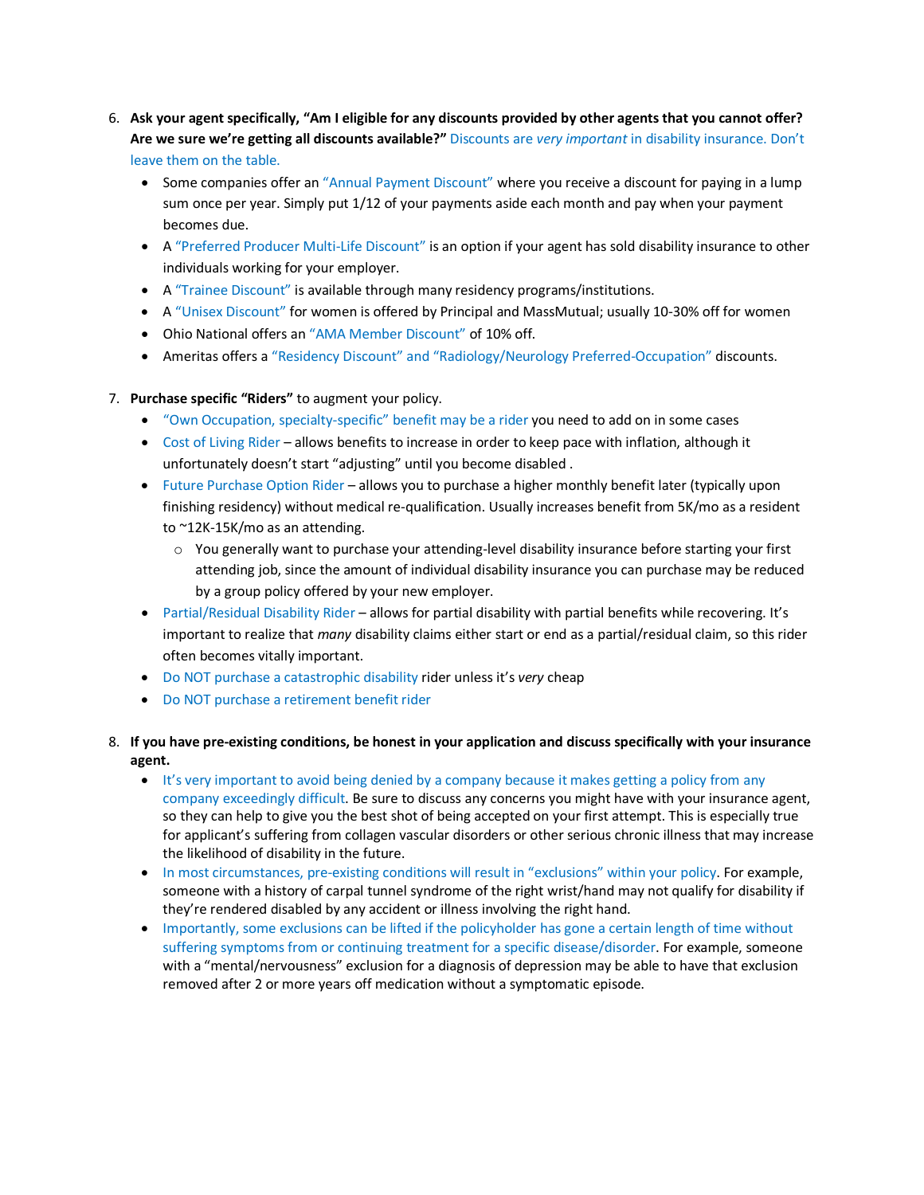6. **Ask your agent specifically, "Am I eligible for any discounts provided by other agents that you cannot offer? Are we sure we're getting all discounts available?"** Discounts are *very important* in disability insurance. Don't leave them on the table.
    - Some companies offer an "Annual Payment Discount" where you receive a discount for paying in a lump sum once per year. Simply put 1/12 of your payments aside each month and pay when your payment becomes due.
    - A "Preferred Producer Multi-Life Discount" is an option if your agent has sold disability insurance to other individuals working for your employer.
    - A "Trainee Discount" is available through many residency programs/institutions.
    - A "Unisex Discount" for women is offered by Principal and MassMutual; usually 10-30% off for women
    - Ohio National offers an "AMA Member Discount" of 10% off.
    - Ameritas offers a "Residency Discount" and "Radiology/Neurology Preferred-Occupation" discounts.

7. **Purchase specific "Riders"** to augment your policy.
    - "Own Occupation, specialty-specific" benefit may be a rider you need to add on in some cases
    - Cost of Living Rider – allows benefits to increase in order to keep pace with inflation, although it unfortunately doesn't start "adjusting" until you become disabled .
    - Future Purchase Option Rider – allows you to purchase a higher monthly benefit later (typically upon finishing residency) without medical re-qualification. Usually increases benefit from 5K/mo as a resident to ~12K-15K/mo as an attending.
        - You generally want to purchase your attending-level disability insurance before starting your first attending job, since the amount of individual disability insurance you can purchase may be reduced by a group policy offered by your new employer.
    - Partial/Residual Disability Rider – allows for partial disability with partial benefits while recovering. It's important to realize that *many* disability claims either start or end as a partial/residual claim, so this rider often becomes vitally important.
    - Do NOT purchase a catastrophic disability rider unless it's *very* cheap
    - Do NOT purchase a retirement benefit rider

8. **If you have pre-existing conditions, be honest in your application and discuss specifically with your insurance agent.**
    - It's very important to avoid being denied by a company because it makes getting a policy from any company exceedingly difficult. Be sure to discuss any concerns you might have with your insurance agent, so they can help to give you the best shot of being accepted on your first attempt. This is especially true for applicant's suffering from collagen vascular disorders or other serious chronic illness that may increase the likelihood of disability in the future.
    - In most circumstances, pre-existing conditions will result in "exclusions" within your policy. For example, someone with a history of carpal tunnel syndrome of the right wrist/hand may not qualify for disability if they're rendered disabled by any accident or illness involving the right hand.
    - Importantly, some exclusions can be lifted if the policyholder has gone a certain length of time without suffering symptoms from or continuing treatment for a specific disease/disorder. For example, someone with a "mental/nervousness" exclusion for a diagnosis of depression may be able to have that exclusion removed after 2 or more years off medication without a symptomatic episode.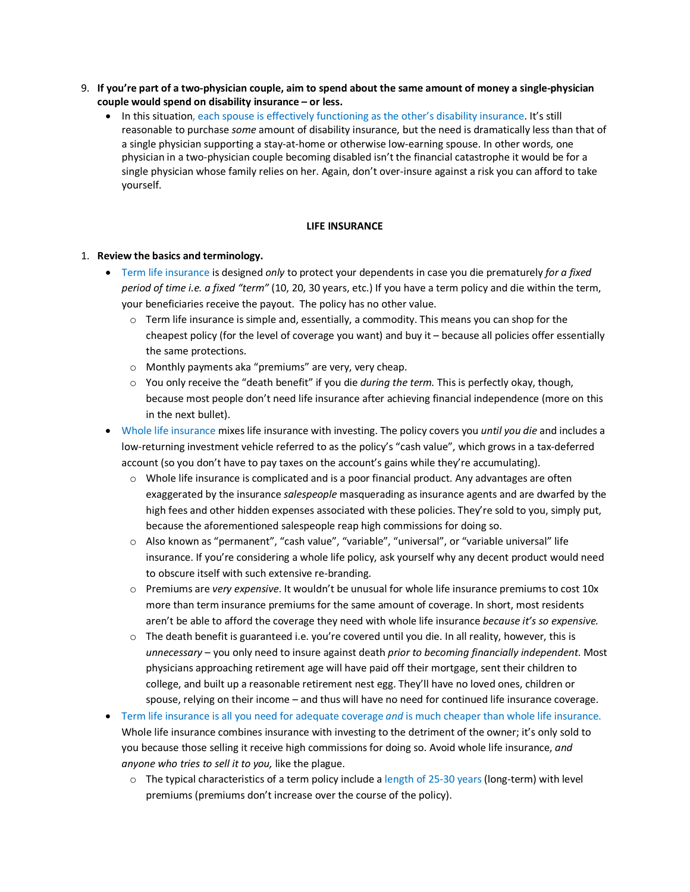9. **If you're part of a two-physician couple, aim to spend about the same amount of money a single-physician couple would spend on disability insurance – or less.**
   - In this situation, each spouse is effectively functioning as the other's disability insurance. It's still reasonable to purchase *some* amount of disability insurance, but the need is dramatically less than that of a single physician supporting a stay-at-home or otherwise low-earning spouse. In other words, one physician in a two-physician couple becoming disabled isn't the financial catastrophe it would be for a single physician whose family relies on her. Again, don't over-insure against a risk you can afford to take yourself.

**LIFE INSURANCE**

1. **Review the basics and terminology.**
   - Term life insurance is designed *only* to protect your dependents in case you die prematurely *for a fixed period of time i.e. a fixed "term"* (10, 20, 30 years, etc.) If you have a term policy and die within the term, your beneficiaries receive the payout. The policy has no other value.
     - Term life insurance is simple and, essentially, a commodity. This means you can shop for the cheapest policy (for the level of coverage you want) and buy it – because all policies offer essentially the same protections.
     - Monthly payments aka "premiums" are very, very cheap.
     - You only receive the "death benefit" if you die *during the term.* This is perfectly okay, though, because most people don't need life insurance after achieving financial independence (more on this in the next bullet).
   - Whole life insurance mixes life insurance with investing. The policy covers you *until you die* and includes a low-returning investment vehicle referred to as the policy's "cash value", which grows in a tax-deferred account (so you don't have to pay taxes on the account's gains while they're accumulating).
     - Whole life insurance is complicated and is a poor financial product. Any advantages are often exaggerated by the insurance *salespeople* masquerading as insurance agents and are dwarfed by the high fees and other hidden expenses associated with these policies. They're sold to you, simply put, because the aforementioned salespeople reap high commissions for doing so.
     - Also known as "permanent", "cash value", "variable", "universal", or "variable universal" life insurance. If you're considering a whole life policy, ask yourself why any decent product would need to obscure itself with such extensive re-branding.
     - Premiums are *very expensive*. It wouldn't be unusual for whole life insurance premiums to cost 10x more than term insurance premiums for the same amount of coverage. In short, most residents aren't be able to afford the coverage they need with whole life insurance *because it's so expensive.*
     - The death benefit is guaranteed i.e. you're covered until you die. In all reality, however, this is *unnecessary* – you only need to insure against death *prior to becoming financially independent.* Most physicians approaching retirement age will have paid off their mortgage, sent their children to college, and built up a reasonable retirement nest egg. They'll have no loved ones, children or spouse, relying on their income – and thus will have no need for continued life insurance coverage.
   - Term life insurance is all you need for adequate coverage *and* is much cheaper than whole life insurance. Whole life insurance combines insurance with investing to the detriment of the owner; it's only sold to you because those selling it receive high commissions for doing so. Avoid whole life insurance, *and anyone who tries to sell it to you,* like the plague.
     - The typical characteristics of a term policy include a length of 25-30 years (long-term) with level premiums (premiums don't increase over the course of the policy).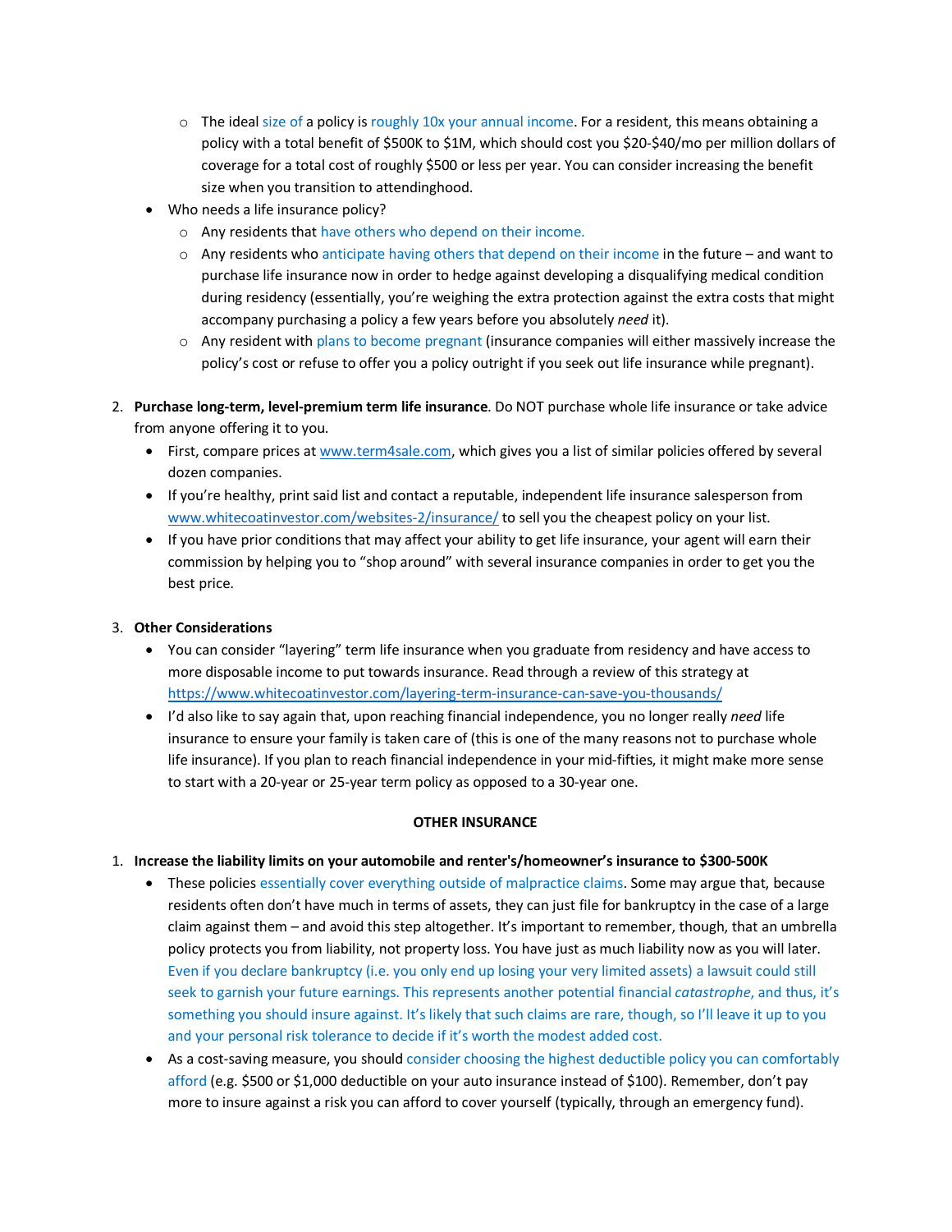- The ideal size of a policy is roughly 10x your annual income. For a resident, this means obtaining a policy with a total benefit of $500K to $1M, which should cost you $20-$40/mo per million dollars of coverage for a total cost of roughly $500 or less per year. You can consider increasing the benefit size when you transition to attendinghood.
- Who needs a life insurance policy?
    - Any residents that have others who depend on their income.
    - Any residents who anticipate having others that depend on their income in the future – and want to purchase life insurance now in order to hedge against developing a disqualifying medical condition during residency (essentially, you're weighing the extra protection against the extra costs that might accompany purchasing a policy a few years before you absolutely *need* it).
    - Any resident with plans to become pregnant (insurance companies will either massively increase the policy's cost or refuse to offer you a policy outright if you seek out life insurance while pregnant).

2. **Purchase long-term, level-premium term life insurance**. Do NOT purchase whole life insurance or take advice from anyone offering it to you.
    - First, compare prices at www.term4sale.com, which gives you a list of similar policies offered by several dozen companies.
    - If you're healthy, print said list and contact a reputable, independent life insurance salesperson from www.whitecoatinvestor.com/websites-2/insurance/ to sell you the cheapest policy on your list.
    - If you have prior conditions that may affect your ability to get life insurance, your agent will earn their commission by helping you to "shop around" with several insurance companies in order to get you the best price.

3. **Other Considerations**
    - You can consider "layering" term life insurance when you graduate from residency and have access to more disposable income to put towards insurance. Read through a review of this strategy at https://www.whitecoatinvestor.com/layering-term-insurance-can-save-you-thousands/
    - I'd also like to say again that, upon reaching financial independence, you no longer really *need* life insurance to ensure your family is taken care of (this is one of the many reasons not to purchase whole life insurance). If you plan to reach financial independence in your mid-fifties, it might make more sense to start with a 20-year or 25-year term policy as opposed to a 30-year one.

## OTHER INSURANCE

1. **Increase the liability limits on your automobile and renter's/homeowner's insurance to $300-500K**
    - These policies essentially cover everything outside of malpractice claims. Some may argue that, because residents often don't have much in terms of assets, they can just file for bankruptcy in the case of a large claim against them – and avoid this step altogether. It's important to remember, though, that an umbrella policy protects you from liability, not property loss. You have just as much liability now as you will later. Even if you declare bankruptcy (i.e. you only end up losing your very limited assets) a lawsuit could still seek to garnish your future earnings. This represents another potential financial *catastrophe*, and thus, it's something you should insure against. It's likely that such claims are rare, though, so I'll leave it up to you and your personal risk tolerance to decide if it's worth the modest added cost.
    - As a cost-saving measure, you should consider choosing the highest deductible policy you can comfortably afford (e.g. $500 or $1,000 deductible on your auto insurance instead of $100). Remember, don't pay more to insure against a risk you can afford to cover yourself (typically, through an emergency fund).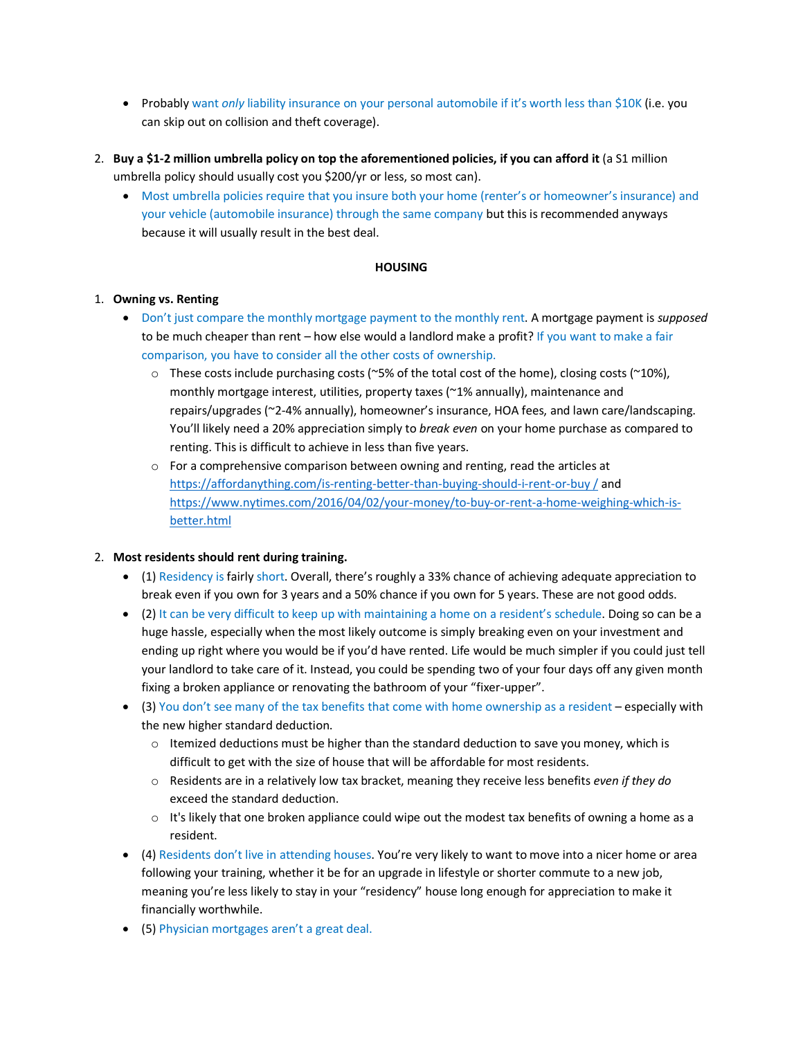- Probably want *only* liability insurance on your personal automobile if it's worth less than $10K (i.e. you can skip out on collision and theft coverage).

2. **Buy a $1-2 million umbrella policy on top the aforementioned policies, if you can afford it** (a S1 million umbrella policy should usually cost you $200/yr or less, so most can).
   - Most umbrella policies require that you insure both your home (renter's or homeowner's insurance) and your vehicle (automobile insurance) through the same company but this is recommended anyways because it will usually result in the best deal.

**HOUSING**

1. **Owning vs. Renting**
   - Don't just compare the monthly mortgage payment to the monthly rent. A mortgage payment is *supposed* to be much cheaper than rent – how else would a landlord make a profit? If you want to make a fair comparison, you have to consider all the other costs of ownership.
     - These costs include purchasing costs (~5% of the total cost of the home), closing costs (~10%), monthly mortgage interest, utilities, property taxes (~1% annually), maintenance and repairs/upgrades (~2-4% annually), homeowner's insurance, HOA fees, and lawn care/landscaping. You'll likely need a 20% appreciation simply to *break even* on your home purchase as compared to renting. This is difficult to achieve in less than five years.
     - For a comprehensive comparison between owning and renting, read the articles at https://affordanything.com/is-renting-better-than-buying-should-i-rent-or-buy / and https://www.nytimes.com/2016/04/02/your-money/to-buy-or-rent-a-home-weighing-which-is-better.html

2. **Most residents should rent during training.**
   - (1) Residency is fairly short. Overall, there's roughly a 33% chance of achieving adequate appreciation to break even if you own for 3 years and a 50% chance if you own for 5 years. These are not good odds.
   - (2) It can be very difficult to keep up with maintaining a home on a resident's schedule. Doing so can be a huge hassle, especially when the most likely outcome is simply breaking even on your investment and ending up right where you would be if you'd have rented. Life would be much simpler if you could just tell your landlord to take care of it. Instead, you could be spending two of your four days off any given month fixing a broken appliance or renovating the bathroom of your "fixer-upper".
   - (3) You don't see many of the tax benefits that come with home ownership as a resident – especially with the new higher standard deduction.
     - Itemized deductions must be higher than the standard deduction to save you money, which is difficult to get with the size of house that will be affordable for most residents.
     - Residents are in a relatively low tax bracket, meaning they receive less benefits *even if they do* exceed the standard deduction.
     - It's likely that one broken appliance could wipe out the modest tax benefits of owning a home as a resident.
   - (4) Residents don't live in attending houses. You're very likely to want to move into a nicer home or area following your training, whether it be for an upgrade in lifestyle or shorter commute to a new job, meaning you're less likely to stay in your "residency" house long enough for appreciation to make it financially worthwhile.
   - (5) Physician mortgages aren't a great deal.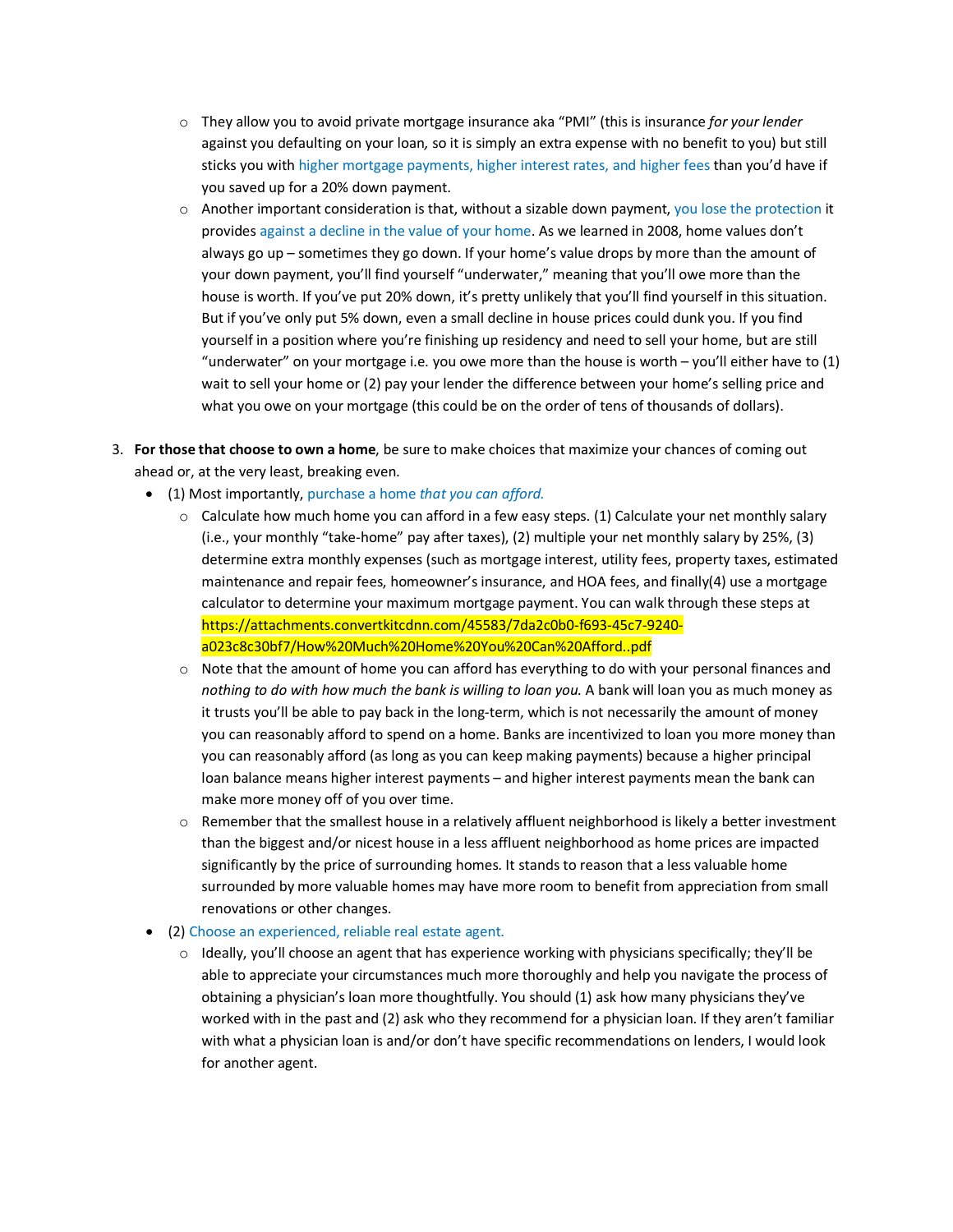- They allow you to avoid private mortgage insurance aka "PMI" (this is insurance *for your lender* against you defaulting on your loan, so it is simply an extra expense with no benefit to you) but still sticks you with higher mortgage payments, higher interest rates, and higher fees than you'd have if you saved up for a 20% down payment.
  - Another important consideration is that, without a sizable down payment, you lose the protection it provides against a decline in the value of your home. As we learned in 2008, home values don't always go up – sometimes they go down. If your home's value drops by more than the amount of your down payment, you'll find yourself "underwater," meaning that you'll owe more than the house is worth. If you've put 20% down, it's pretty unlikely that you'll find yourself in this situation. But if you've only put 5% down, even a small decline in house prices could dunk you. If you find yourself in a position where you're finishing up residency and need to sell your home, but are still "underwater" on your mortgage i.e. you owe more than the house is worth – you'll either have to (1) wait to sell your home or (2) pay your lender the difference between your home's selling price and what you owe on your mortgage (this could be on the order of tens of thousands of dollars).

3. **For those that choose to own a home**, be sure to make choices that maximize your chances of coming out ahead or, at the very least, breaking even.
   - (1) Most importantly, purchase a home *that you can afford.*
     - Calculate how much home you can afford in a few easy steps. (1) Calculate your net monthly salary (i.e., your monthly "take-home" pay after taxes), (2) multiple your net monthly salary by 25%, (3) determine extra monthly expenses (such as mortgage interest, utility fees, property taxes, estimated maintenance and repair fees, homeowner's insurance, and HOA fees, and finally(4) use a mortgage calculator to determine your maximum mortgage payment. You can walk through these steps at https://attachments.convertkitcdnn.com/45583/7da2c0b0-f693-45c7-9240-a023c8c30bf7/How%20Much%20Home%20You%20Can%20Afford..pdf
     - Note that the amount of home you can afford has everything to do with your personal finances and *nothing to do with how much the bank is willing to loan you.* A bank will loan you as much money as it trusts you'll be able to pay back in the long-term, which is not necessarily the amount of money you can reasonably afford to spend on a home. Banks are incentivized to loan you more money than you can reasonably afford (as long as you can keep making payments) because a higher principal loan balance means higher interest payments – and higher interest payments mean the bank can make more money off of you over time.
     - Remember that the smallest house in a relatively affluent neighborhood is likely a better investment than the biggest and/or nicest house in a less affluent neighborhood as home prices are impacted significantly by the price of surrounding homes. It stands to reason that a less valuable home surrounded by more valuable homes may have more room to benefit from appreciation from small renovations or other changes.
   - (2) Choose an experienced, reliable real estate agent.
     - Ideally, you'll choose an agent that has experience working with physicians specifically; they'll be able to appreciate your circumstances much more thoroughly and help you navigate the process of obtaining a physician's loan more thoughtfully. You should (1) ask how many physicians they've worked with in the past and (2) ask who they recommend for a physician loan. If they aren't familiar with what a physician loan is and/or don't have specific recommendations on lenders, I would look for another agent.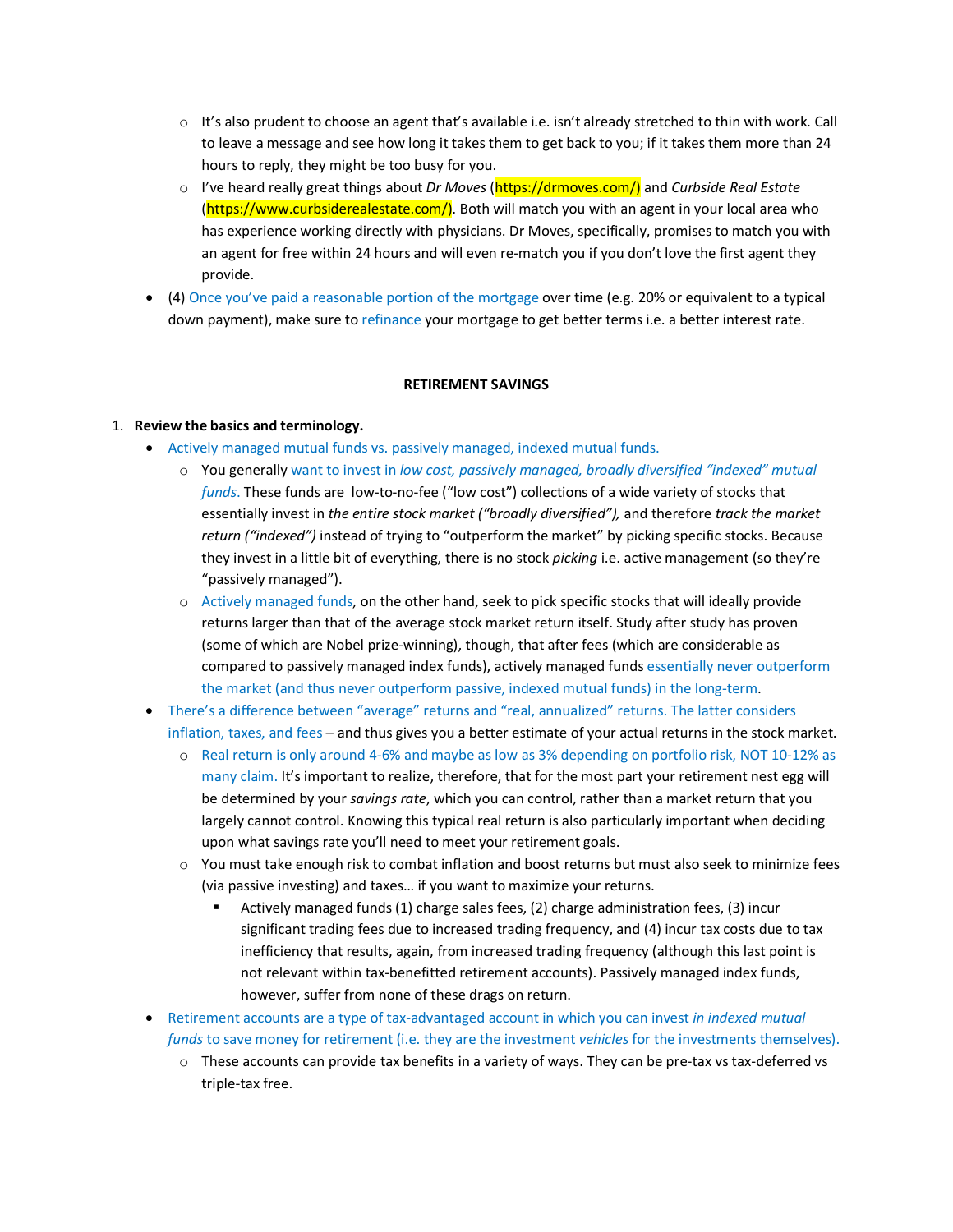- It's also prudent to choose an agent that's available i.e. isn't already stretched to thin with work. Call to leave a message and see how long it takes them to get back to you; if it takes them more than 24 hours to reply, they might be too busy for you.
    - I've heard really great things about *Dr Moves* (https://drmoves.com/) and *Curbside Real Estate* (https://www.curbsiderealestate.com/). Both will match you with an agent in your local area who has experience working directly with physicians. Dr Moves, specifically, promises to match you with an agent for free within 24 hours and will even re-match you if you don't love the first agent they provide.
- (4) Once you've paid a reasonable portion of the mortgage over time (e.g. 20% or equivalent to a typical down payment), make sure to refinance your mortgage to get better terms i.e. a better interest rate.

**RETIREMENT SAVINGS**

1. **Review the basics and terminology.**
    - Actively managed mutual funds vs. passively managed, indexed mutual funds.
        - You generally want to invest in *low cost, passively managed, broadly diversified "indexed" mutual funds*. These funds are low-to-no-fee ("low cost") collections of a wide variety of stocks that essentially invest in *the entire stock market ("broadly diversified"),* and therefore *track the market return ("indexed")* instead of trying to "outperform the market" by picking specific stocks. Because they invest in a little bit of everything, there is no stock *picking* i.e. active management (so they're "passively managed").
        - Actively managed funds, on the other hand, seek to pick specific stocks that will ideally provide returns larger than that of the average stock market return itself. Study after study has proven (some of which are Nobel prize-winning), though, that after fees (which are considerable as compared to passively managed index funds), actively managed funds essentially never outperform the market (and thus never outperform passive, indexed mutual funds) in the long-term.
    - There's a difference between "average" returns and "real, annualized" returns. The latter considers inflation, taxes, and fees – and thus gives you a better estimate of your actual returns in the stock market.
        - Real return is only around 4-6% and maybe as low as 3% depending on portfolio risk, NOT 10-12% as many claim. It's important to realize, therefore, that for the most part your retirement nest egg will be determined by your *savings rate*, which you can control, rather than a market return that you largely cannot control. Knowing this typical real return is also particularly important when deciding upon what savings rate you'll need to meet your retirement goals.
        - You must take enough risk to combat inflation and boost returns but must also seek to minimize fees (via passive investing) and taxes… if you want to maximize your returns.
            - Actively managed funds (1) charge sales fees, (2) charge administration fees, (3) incur significant trading fees due to increased trading frequency, and (4) incur tax costs due to tax inefficiency that results, again, from increased trading frequency (although this last point is not relevant within tax-benefitted retirement accounts). Passively managed index funds, however, suffer from none of these drags on return.
    - Retirement accounts are a type of tax-advantaged account in which you can invest *in indexed mutual funds* to save money for retirement (i.e. they are the investment *vehicles* for the investments themselves).
        - These accounts can provide tax benefits in a variety of ways. They can be pre-tax vs tax-deferred vs triple-tax free.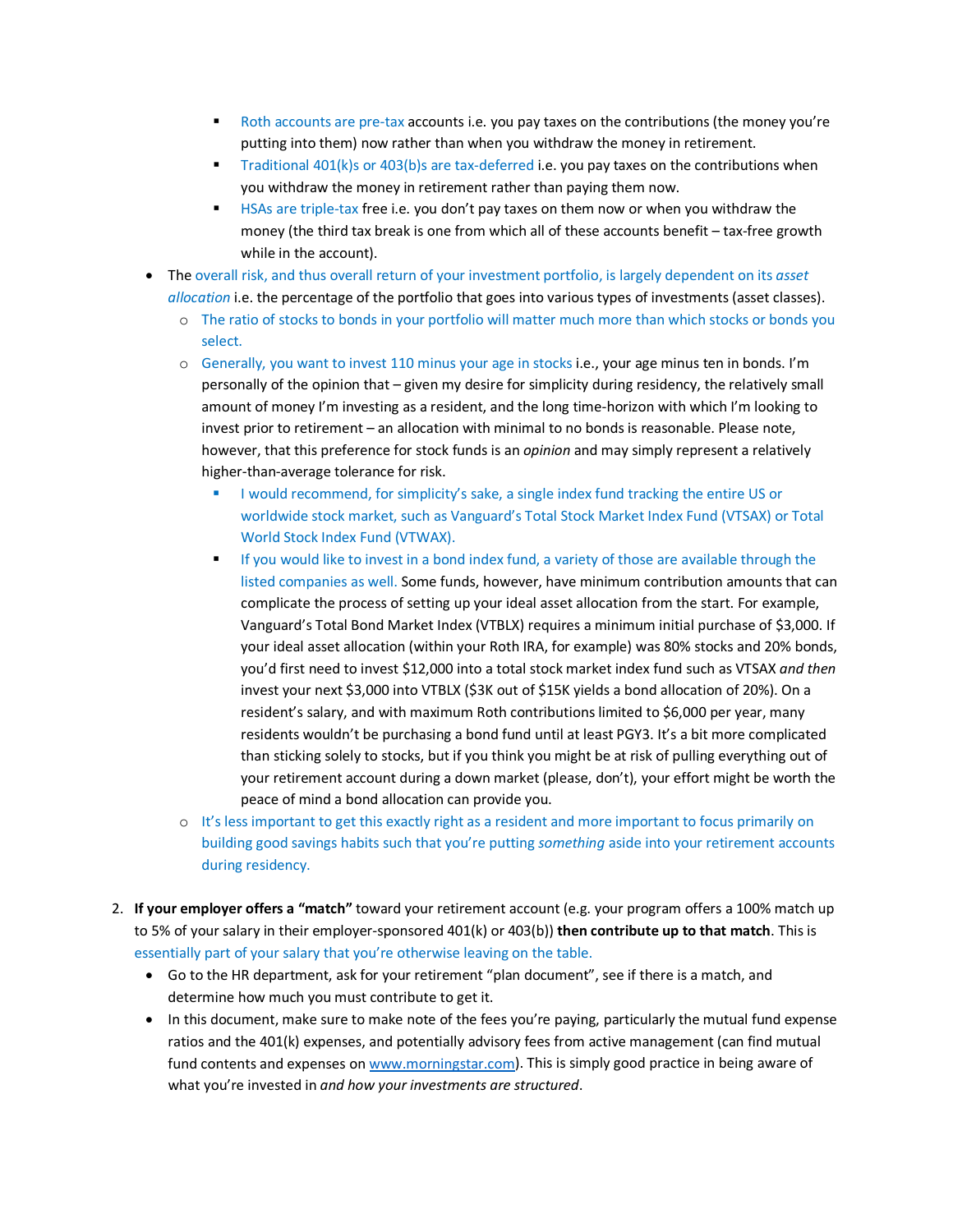- Roth accounts are pre-tax accounts i.e. you pay taxes on the contributions (the money you're putting into them) now rather than when you withdraw the money in retirement.
        - Traditional 401(k)s or 403(b)s are tax-deferred i.e. you pay taxes on the contributions when you withdraw the money in retirement rather than paying them now.
        - HSAs are triple-tax free i.e. you don't pay taxes on them now or when you withdraw the money (the third tax break is one from which all of these accounts benefit – tax-free growth while in the account).
    - The overall risk, and thus overall return of your investment portfolio, is largely dependent on its *asset allocation* i.e. the percentage of the portfolio that goes into various types of investments (asset classes).
        - The ratio of stocks to bonds in your portfolio will matter much more than which stocks or bonds you select.
        - Generally, you want to invest 110 minus your age in stocks i.e., your age minus ten in bonds. I'm personally of the opinion that – given my desire for simplicity during residency, the relatively small amount of money I'm investing as a resident, and the long time-horizon with which I'm looking to invest prior to retirement – an allocation with minimal to no bonds is reasonable. Please note, however, that this preference for stock funds is an *opinion* and may simply represent a relatively higher-than-average tolerance for risk.
            - I would recommend, for simplicity's sake, a single index fund tracking the entire US or worldwide stock market, such as Vanguard's Total Stock Market Index Fund (VTSAX) or Total World Stock Index Fund (VTWAX).
            - If you would like to invest in a bond index fund, a variety of those are available through the listed companies as well. Some funds, however, have minimum contribution amounts that can complicate the process of setting up your ideal asset allocation from the start. For example, Vanguard's Total Bond Market Index (VTBLX) requires a minimum initial purchase of $3,000. If your ideal asset allocation (within your Roth IRA, for example) was 80% stocks and 20% bonds, you'd first need to invest $12,000 into a total stock market index fund such as VTSAX *and then* invest your next $3,000 into VTBLX ($3K out of $15K yields a bond allocation of 20%). On a resident's salary, and with maximum Roth contributions limited to $6,000 per year, many residents wouldn't be purchasing a bond fund until at least PGY3. It's a bit more complicated than sticking solely to stocks, but if you think you might be at risk of pulling everything out of your retirement account during a down market (please, don't), your effort might be worth the peace of mind a bond allocation can provide you.
        - It's less important to get this exactly right as a resident and more important to focus primarily on building good savings habits such that you're putting *something* aside into your retirement accounts during residency.

2. **If your employer offers a "match"** toward your retirement account (e.g. your program offers a 100% match up to 5% of your salary in their employer-sponsored 401(k) or 403(b)) **then contribute up to that match**. This is essentially part of your salary that you're otherwise leaving on the table.
    - Go to the HR department, ask for your retirement "plan document", see if there is a match, and determine how much you must contribute to get it.
    - In this document, make sure to make note of the fees you're paying, particularly the mutual fund expense ratios and the 401(k) expenses, and potentially advisory fees from active management (can find mutual fund contents and expenses on [www.morningstar.com](www.morningstar.com)). This is simply good practice in being aware of what you're invested in *and how your investments are structured*.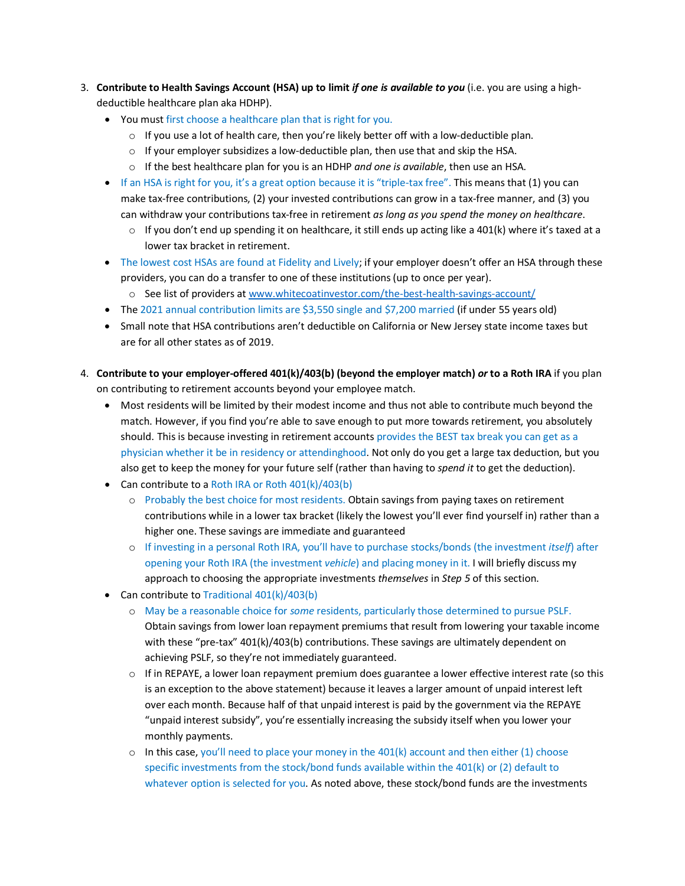3. **Contribute to Health Savings Account (HSA) up to limit *if one is available to you*** (i.e. you are using a high-deductible healthcare plan aka HDHP).
    - You must first choose a healthcare plan that is right for you.
        - If you use a lot of health care, then you're likely better off with a low-deductible plan.
        - If your employer subsidizes a low-deductible plan, then use that and skip the HSA.
        - If the best healthcare plan for you is an HDHP *and one is available*, then use an HSA.
    - If an HSA is right for you, it's a great option because it is "triple-tax free". This means that (1) you can make tax-free contributions, (2) your invested contributions can grow in a tax-free manner, and (3) you can withdraw your contributions tax-free in retirement *as long as you spend the money on healthcare*.
        - If you don't end up spending it on healthcare, it still ends up acting like a 401(k) where it's taxed at a lower tax bracket in retirement.
    - The lowest cost HSAs are found at Fidelity and Lively; if your employer doesn't offer an HSA through these providers, you can do a transfer to one of these institutions (up to once per year).
        - See list of providers at www.whitecoatinvestor.com/the-best-health-savings-account/
    - The 2021 annual contribution limits are $3,550 single and $7,200 married (if under 55 years old)
    - Small note that HSA contributions aren't deductible on California or New Jersey state income taxes but are for all other states as of 2019.

4. **Contribute to your employer-offered 401(k)/403(b) (beyond the employer match) *or* to a Roth IRA** if you plan on contributing to retirement accounts beyond your employee match.
    - Most residents will be limited by their modest income and thus not able to contribute much beyond the match. However, if you find you're able to save enough to put more towards retirement, you absolutely should. This is because investing in retirement accounts provides the BEST tax break you can get as a physician whether it be in residency or attendinghood. Not only do you get a large tax deduction, but you also get to keep the money for your future self (rather than having to *spend it* to get the deduction).
    - Can contribute to a Roth IRA or Roth 401(k)/403(b)
        - Probably the best choice for most residents. Obtain savings from paying taxes on retirement contributions while in a lower tax bracket (likely the lowest you'll ever find yourself in) rather than a higher one. These savings are immediate and guaranteed
        - If investing in a personal Roth IRA, you'll have to purchase stocks/bonds (the investment *itself*) after opening your Roth IRA (the investment *vehicle*) and placing money in it. I will briefly discuss my approach to choosing the appropriate investments *themselves* in *Step 5* of this section.
    - Can contribute to Traditional 401(k)/403(b)
        - May be a reasonable choice for *some* residents, particularly those determined to pursue PSLF. Obtain savings from lower loan repayment premiums that result from lowering your taxable income with these "pre-tax" 401(k)/403(b) contributions. These savings are ultimately dependent on achieving PSLF, so they're not immediately guaranteed.
        - If in REPAYE, a lower loan repayment premium does guarantee a lower effective interest rate (so this is an exception to the above statement) because it leaves a larger amount of unpaid interest left over each month. Because half of that unpaid interest is paid by the government via the REPAYE "unpaid interest subsidy", you're essentially increasing the subsidy itself when you lower your monthly payments.
        - In this case, you'll need to place your money in the 401(k) account and then either (1) choose specific investments from the stock/bond funds available within the 401(k) or (2) default to whatever option is selected for you. As noted above, these stock/bond funds are the investments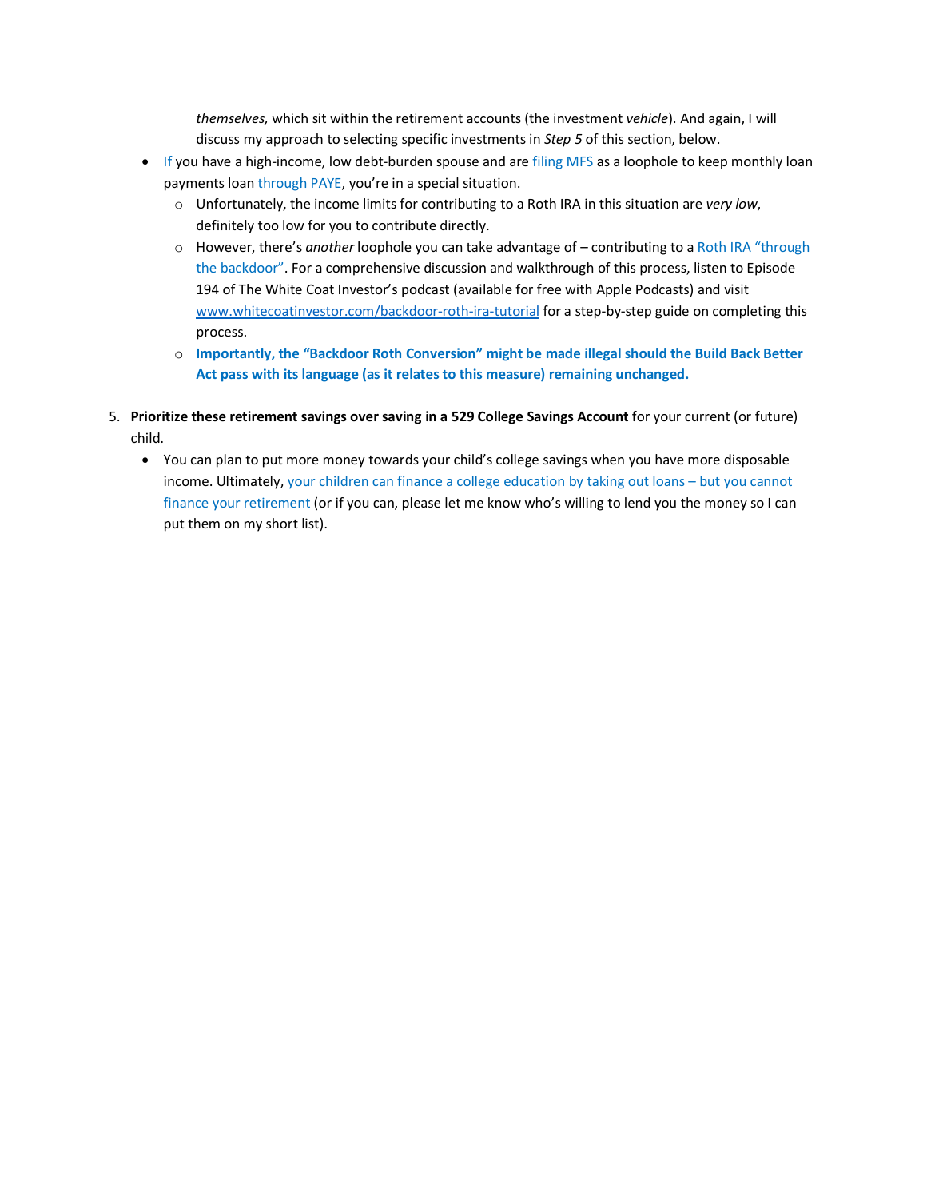*themselves,* which sit within the retirement accounts (the investment *vehicle*). And again, I will discuss my approach to selecting specific investments in *Step 5* of this section, below.

- If you have a high-income, low debt-burden spouse and are filing MFS as a loophole to keep monthly loan payments loan through PAYE, you're in a special situation.
  - Unfortunately, the income limits for contributing to a Roth IRA in this situation are *very low*, definitely too low for you to contribute directly.
  - However, there's *another* loophole you can take advantage of – contributing to a Roth IRA "through the backdoor". For a comprehensive discussion and walkthrough of this process, listen to Episode 194 of The White Coat Investor's podcast (available for free with Apple Podcasts) and visit www.whitecoatinvestor.com/backdoor-roth-ira-tutorial for a step-by-step guide on completing this process.
  - **Importantly, the "Backdoor Roth Conversion" might be made illegal should the Build Back Better Act pass with its language (as it relates to this measure) remaining unchanged.**

5. **Prioritize these retirement savings over saving in a 529 College Savings Account** for your current (or future) child.
   - You can plan to put more money towards your child's college savings when you have more disposable income. Ultimately, your children can finance a college education by taking out loans – but you cannot finance your retirement (or if you can, please let me know who's willing to lend you the money so I can put them on my short list).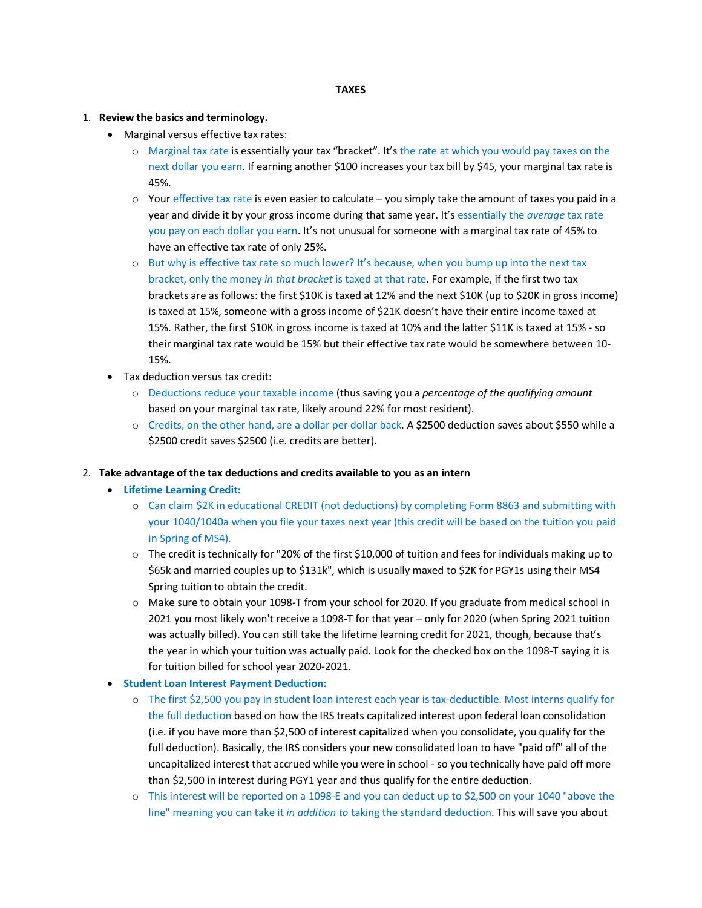**TAXES**

1. **Review the basics and terminology.**
    - Marginal versus effective tax rates:
        - Marginal tax rate is essentially your tax "bracket". It's the rate at which you would pay taxes on the next dollar you earn. If earning another $100 increases your tax bill by $45, your marginal tax rate is 45%.
        - Your effective tax rate is even easier to calculate – you simply take the amount of taxes you paid in a year and divide it by your gross income during that same year. It's essentially the *average* tax rate you pay on each dollar you earn. It's not unusual for someone with a marginal tax rate of 45% to have an effective tax rate of only 25%.
        - But why is effective tax rate so much lower? It's because, when you bump up into the next tax bracket, only the money *in that bracket* is taxed at that rate. For example, if the first two tax brackets are as follows: the first $10K is taxed at 12% and the next $10K (up to $20K in gross income) is taxed at 15%, someone with a gross income of $21K doesn't have their entire income taxed at 15%. Rather, the first $10K in gross income is taxed at 10% and the latter $11K is taxed at 15% - so their marginal tax rate would be 15% but their effective tax rate would be somewhere between 10-15%.
    - Tax deduction versus tax credit:
        - Deductions reduce your taxable income (thus saving you a *percentage of the qualifying amount* based on your marginal tax rate, likely around 22% for most resident).
        - Credits, on the other hand, are a dollar per dollar back. A $2500 deduction saves about $550 while a $2500 credit saves $2500 (i.e. credits are better).

2. **Take advantage of the tax deductions and credits available to you as an intern**
    - **Lifetime Learning Credit:**
        - Can claim $2K in educational CREDIT (not deductions) by completing Form 8863 and submitting with your 1040/1040a when you file your taxes next year (this credit will be based on the tuition you paid in Spring of MS4).
        - The credit is technically for "20% of the first $10,000 of tuition and fees for individuals making up to $65k and married couples up to $131k", which is usually maxed to $2K for PGY1s using their MS4 Spring tuition to obtain the credit.
        - Make sure to obtain your 1098-T from your school for 2020. If you graduate from medical school in 2021 you most likely won't receive a 1098-T for that year – only for 2020 (when Spring 2021 tuition was actually billed). You can still take the lifetime learning credit for 2021, though, because that's the year in which your tuition was actually paid. Look for the checked box on the 1098-T saying it is for tuition billed for school year 2020-2021.
    - **Student Loan Interest Payment Deduction:**
        - The first $2,500 you pay in student loan interest each year is tax-deductible. Most interns qualify for the full deduction based on how the IRS treats capitalized interest upon federal loan consolidation (i.e. if you have more than $2,500 of interest capitalized when you consolidate, you qualify for the full deduction). Basically, the IRS considers your new consolidated loan to have "paid off" all of the uncapitalized interest that accrued while you were in school - so you technically have paid off more than $2,500 in interest during PGY1 year and thus qualify for the entire deduction.
        - This interest will be reported on a 1098-E and you can deduct up to $2,500 on your 1040 "above the line" meaning you can take it *in addition to* taking the standard deduction. This will save you about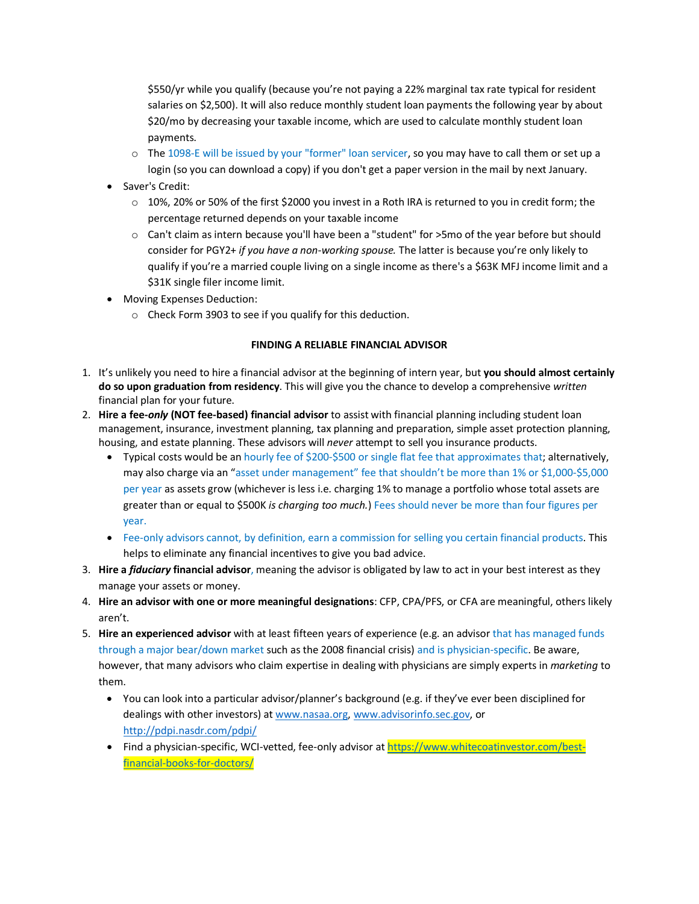- $550/yr while you qualify (because you're not paying a 22% marginal tax rate typical for resident salaries on $2,500). It will also reduce monthly student loan payments the following year by about $20/mo by decreasing your taxable income, which are used to calculate monthly student loan payments.
  - The 1098-E will be issued by your "former" loan servicer, so you may have to call them or set up a login (so you can download a copy) if you don't get a paper version in the mail by next January.
- Saver's Credit:
  - 10%, 20% or 50% of the first $2000 you invest in a Roth IRA is returned to you in credit form; the percentage returned depends on your taxable income
  - Can't claim as intern because you'll have been a "student" for >5mo of the year before but should consider for PGY2+ *if you have a non-working spouse.* The latter is because you're only likely to qualify if you're a married couple living on a single income as there's a $63K MFJ income limit and a $31K single filer income limit.
- Moving Expenses Deduction:
  - Check Form 3903 to see if you qualify for this deduction.

**FINDING A RELIABLE FINANCIAL ADVISOR**

1. It's unlikely you need to hire a financial advisor at the beginning of intern year, but **you should almost certainly do so upon graduation from residency**. This will give you the chance to develop a comprehensive *written* financial plan for your future.
2. **Hire a fee-*only* (NOT fee-based) financial advisor** to assist with financial planning including student loan management, insurance, investment planning, tax planning and preparation, simple asset protection planning, housing, and estate planning. These advisors will *never* attempt to sell you insurance products.
   - Typical costs would be an hourly fee of $200-$500 or single flat fee that approximates that; alternatively, may also charge via an "asset under management" fee that shouldn't be more than 1% or $1,000-$5,000 per year as assets grow (whichever is less i.e. charging 1% to manage a portfolio whose total assets are greater than or equal to $500K *is charging too much.*) Fees should never be more than four figures per year.
   - Fee-only advisors cannot, by definition, earn a commission for selling you certain financial products. This helps to eliminate any financial incentives to give you bad advice.
3. **Hire a *fiduciary* financial advisor**, meaning the advisor is obligated by law to act in your best interest as they manage your assets or money.
4. **Hire an advisor with one or more meaningful designations**: CFP, CPA/PFS, or CFA are meaningful, others likely aren't.
5. **Hire an experienced advisor** with at least fifteen years of experience (e.g. an advisor that has managed funds through a major bear/down market such as the 2008 financial crisis) and is physician-specific. Be aware, however, that many advisors who claim expertise in dealing with physicians are simply experts in *marketing* to them.
   - You can look into a particular advisor/planner's background (e.g. if they've ever been disciplined for dealings with other investors) at www.nasaa.org, www.advisorinfo.sec.gov, or http://pdpi.nasdr.com/pdpi/
   - Find a physician-specific, WCI-vetted, fee-only advisor at https://www.whitecoatinvestor.com/best-financial-books-for-doctors/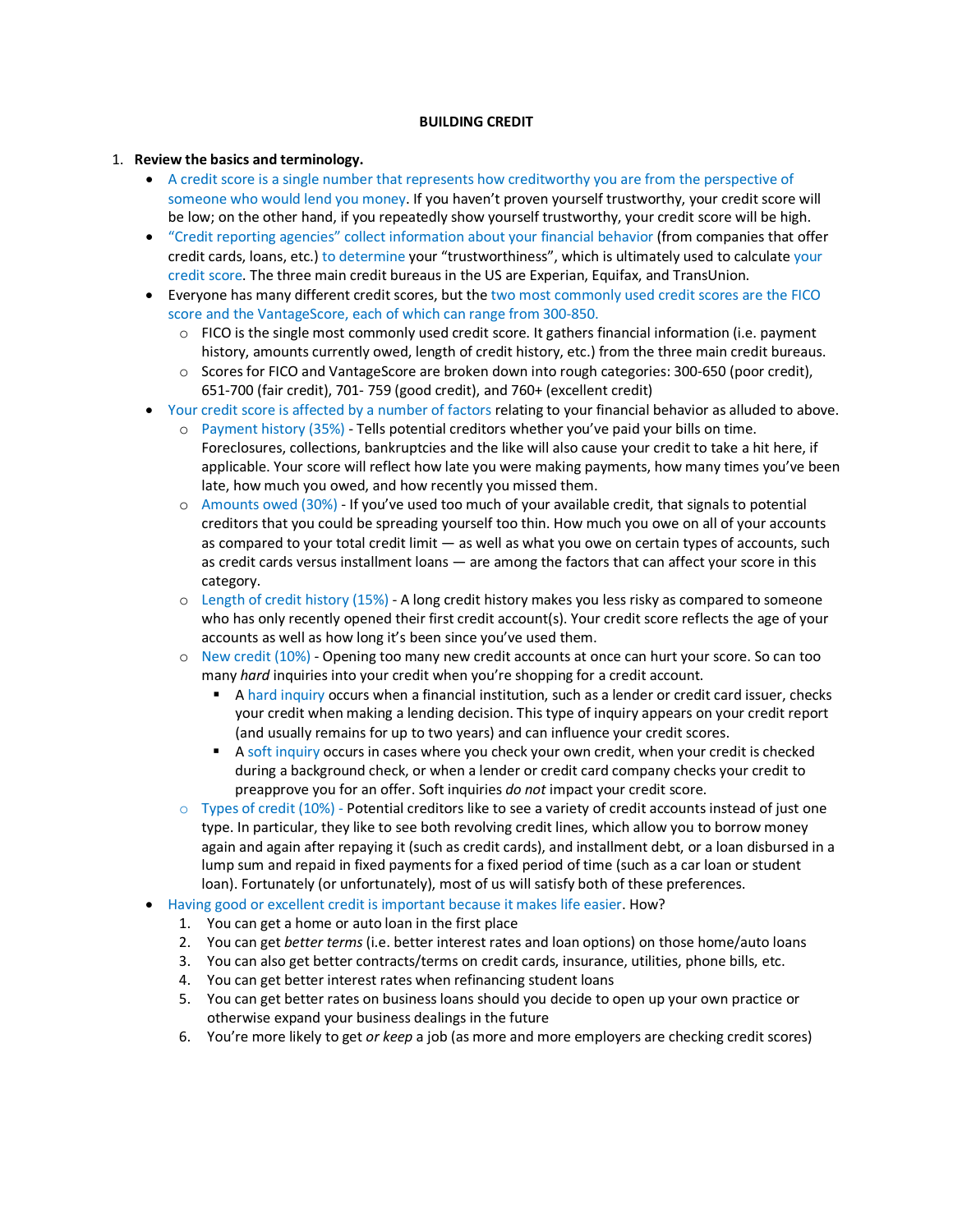**BUILDING CREDIT**

1. **Review the basics and terminology.**
   - A credit score is a single number that represents how creditworthy you are from the perspective of someone who would lend you money. If you haven't proven yourself trustworthy, your credit score will be low; on the other hand, if you repeatedly show yourself trustworthy, your credit score will be high.
   - "Credit reporting agencies" collect information about your financial behavior (from companies that offer credit cards, loans, etc.) to determine your "trustworthiness", which is ultimately used to calculate your credit score. The three main credit bureaus in the US are Experian, Equifax, and TransUnion.
   - Everyone has many different credit scores, but the two most commonly used credit scores are the FICO score and the VantageScore, each of which can range from 300-850.
     - FICO is the single most commonly used credit score. It gathers financial information (i.e. payment history, amounts currently owed, length of credit history, etc.) from the three main credit bureaus.
     - Scores for FICO and VantageScore are broken down into rough categories: 300-650 (poor credit), 651-700 (fair credit), 701- 759 (good credit), and 760+ (excellent credit)
   - Your credit score is affected by a number of factors relating to your financial behavior as alluded to above.
     - Payment history (35%) - Tells potential creditors whether you've paid your bills on time. Foreclosures, collections, bankruptcies and the like will also cause your credit to take a hit here, if applicable. Your score will reflect how late you were making payments, how many times you've been late, how much you owed, and how recently you missed them.
     - Amounts owed (30%) - If you've used too much of your available credit, that signals to potential creditors that you could be spreading yourself too thin. How much you owe on all of your accounts as compared to your total credit limit — as well as what you owe on certain types of accounts, such as credit cards versus installment loans — are among the factors that can affect your score in this category.
     - Length of credit history (15%) - A long credit history makes you less risky as compared to someone who has only recently opened their first credit account(s). Your credit score reflects the age of your accounts as well as how long it's been since you've used them.
     - New credit (10%) - Opening too many new credit accounts at once can hurt your score. So can too many *hard* inquiries into your credit when you're shopping for a credit account.
       - A hard inquiry occurs when a financial institution, such as a lender or credit card issuer, checks your credit when making a lending decision. This type of inquiry appears on your credit report (and usually remains for up to two years) and can influence your credit scores.
       - A soft inquiry occurs in cases where you check your own credit, when your credit is checked during a background check, or when a lender or credit card company checks your credit to preapprove you for an offer. Soft inquiries *do not* impact your credit score.
     - Types of credit (10%) - Potential creditors like to see a variety of credit accounts instead of just one type. In particular, they like to see both revolving credit lines, which allow you to borrow money again and again after repaying it (such as credit cards), and installment debt, or a loan disbursed in a lump sum and repaid in fixed payments for a fixed period of time (such as a car loan or student loan). Fortunately (or unfortunately), most of us will satisfy both of these preferences.
   - Having good or excellent credit is important because it makes life easier. How?
     1. You can get a home or auto loan in the first place
     2. You can get *better terms* (i.e. better interest rates and loan options) on those home/auto loans
     3. You can also get better contracts/terms on credit cards, insurance, utilities, phone bills, etc.
     4. You can get better interest rates when refinancing student loans
     5. You can get better rates on business loans should you decide to open up your own practice or otherwise expand your business dealings in the future
     6. You're more likely to get *or keep* a job (as more and more employers are checking credit scores)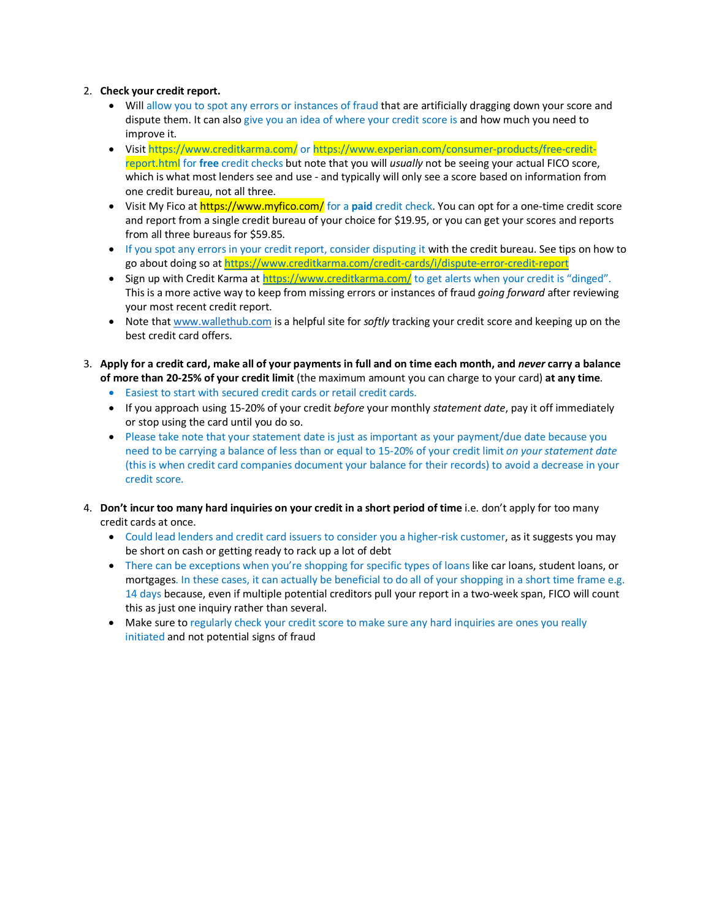2. **Check your credit report.**
   - Will allow you to spot any errors or instances of fraud that are artificially dragging down your score and dispute them. It can also give you an idea of where your credit score is and how much you need to improve it.
   - Visit https://www.creditkarma.com/ or https://www.experian.com/consumer-products/free-credit-report.html for **free** credit checks but note that you will *usually* not be seeing your actual FICO score, which is what most lenders see and use - and typically will only see a score based on information from one credit bureau, not all three.
   - Visit My Fico at https://www.myfico.com/ for a **paid** credit check. You can opt for a one-time credit score and report from a single credit bureau of your choice for $19.95, or you can get your scores and reports from all three bureaus for $59.85.
   - If you spot any errors in your credit report, consider disputing it with the credit bureau. See tips on how to go about doing so at https://www.creditkarma.com/credit-cards/i/dispute-error-credit-report
   - Sign up with Credit Karma at https://www.creditkarma.com/ to get alerts when your credit is "dinged". This is a more active way to keep from missing errors or instances of fraud *going forward* after reviewing your most recent credit report.
   - Note that www.wallethub.com is a helpful site for *softly* tracking your credit score and keeping up on the best credit card offers.

3. **Apply for a credit card, make all of your payments in full and on time each month, and *never* carry a balance of more than 20-25% of your credit limit** (the maximum amount you can charge to your card) **at any time**.
   - Easiest to start with secured credit cards or retail credit cards.
   - If you approach using 15-20% of your credit *before* your monthly *statement date*, pay it off immediately or stop using the card until you do so.
   - Please take note that your statement date is just as important as your payment/due date because you need to be carrying a balance of less than or equal to 15-20% of your credit limit *on your statement date* (this is when credit card companies document your balance for their records) to avoid a decrease in your credit score.

4. **Don't incur too many hard inquiries on your credit in a short period of time** i.e. don't apply for too many credit cards at once.
   - Could lead lenders and credit card issuers to consider you a higher-risk customer, as it suggests you may be short on cash or getting ready to rack up a lot of debt
   - There can be exceptions when you're shopping for specific types of loans like car loans, student loans, or mortgages. In these cases, it can actually be beneficial to do all of your shopping in a short time frame e.g. 14 days because, even if multiple potential creditors pull your report in a two-week span, FICO will count this as just one inquiry rather than several.
   - Make sure to regularly check your credit score to make sure any hard inquiries are ones you really initiated and not potential signs of fraud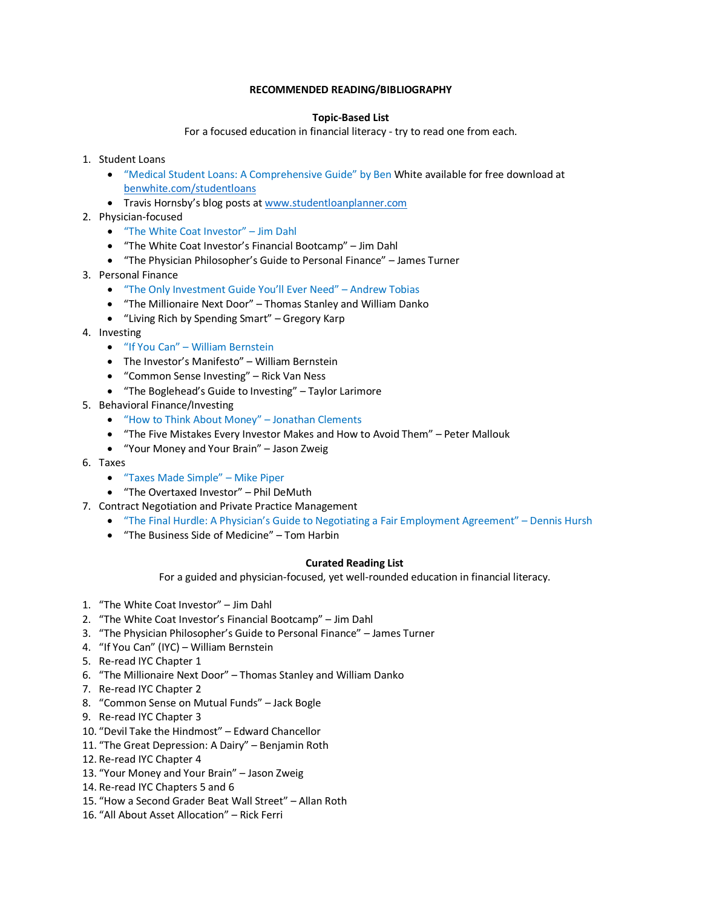## RECOMMENDED READING/BIBLIOGRAPHY

### Topic-Based List

For a focused education in financial literacy - try to read one from each.

1. Student Loans
   - "Medical Student Loans: A Comprehensive Guide" by Ben White available for free download at benwhite.com/studentloans
   - Travis Hornsby's blog posts at www.studentloanplanner.com
2. Physician-focused
   - "The White Coat Investor" – Jim Dahl
   - "The White Coat Investor's Financial Bootcamp" – Jim Dahl
   - "The Physician Philosopher's Guide to Personal Finance" – James Turner
3. Personal Finance
   - "The Only Investment Guide You'll Ever Need" – Andrew Tobias
   - "The Millionaire Next Door" – Thomas Stanley and William Danko
   - "Living Rich by Spending Smart" – Gregory Karp
4. Investing
   - "If You Can" – William Bernstein
   - The Investor's Manifesto" – William Bernstein
   - "Common Sense Investing" – Rick Van Ness
   - "The Boglehead's Guide to Investing" – Taylor Larimore
5. Behavioral Finance/Investing
   - "How to Think About Money" – Jonathan Clements
   - "The Five Mistakes Every Investor Makes and How to Avoid Them" – Peter Mallouk
   - "Your Money and Your Brain" – Jason Zweig
6. Taxes
   - "Taxes Made Simple" – Mike Piper
   - "The Overtaxed Investor" – Phil DeMuth
7. Contract Negotiation and Private Practice Management
   - "The Final Hurdle: A Physician's Guide to Negotiating a Fair Employment Agreement" – Dennis Hursh
   - "The Business Side of Medicine" – Tom Harbin

### Curated Reading List

For a guided and physician-focused, yet well-rounded education in financial literacy.

1. "The White Coat Investor" – Jim Dahl
2. "The White Coat Investor's Financial Bootcamp" – Jim Dahl
3. "The Physician Philosopher's Guide to Personal Finance" – James Turner
4. "If You Can" (IYC) – William Bernstein
5. Re-read IYC Chapter 1
6. "The Millionaire Next Door" – Thomas Stanley and William Danko
7. Re-read IYC Chapter 2
8. "Common Sense on Mutual Funds" – Jack Bogle
9. Re-read IYC Chapter 3
10. "Devil Take the Hindmost" – Edward Chancellor
11. "The Great Depression: A Dairy" – Benjamin Roth
12. Re-read IYC Chapter 4
13. "Your Money and Your Brain" – Jason Zweig
14. Re-read IYC Chapters 5 and 6
15. "How a Second Grader Beat Wall Street" – Allan Roth
16. "All About Asset Allocation" – Rick Ferri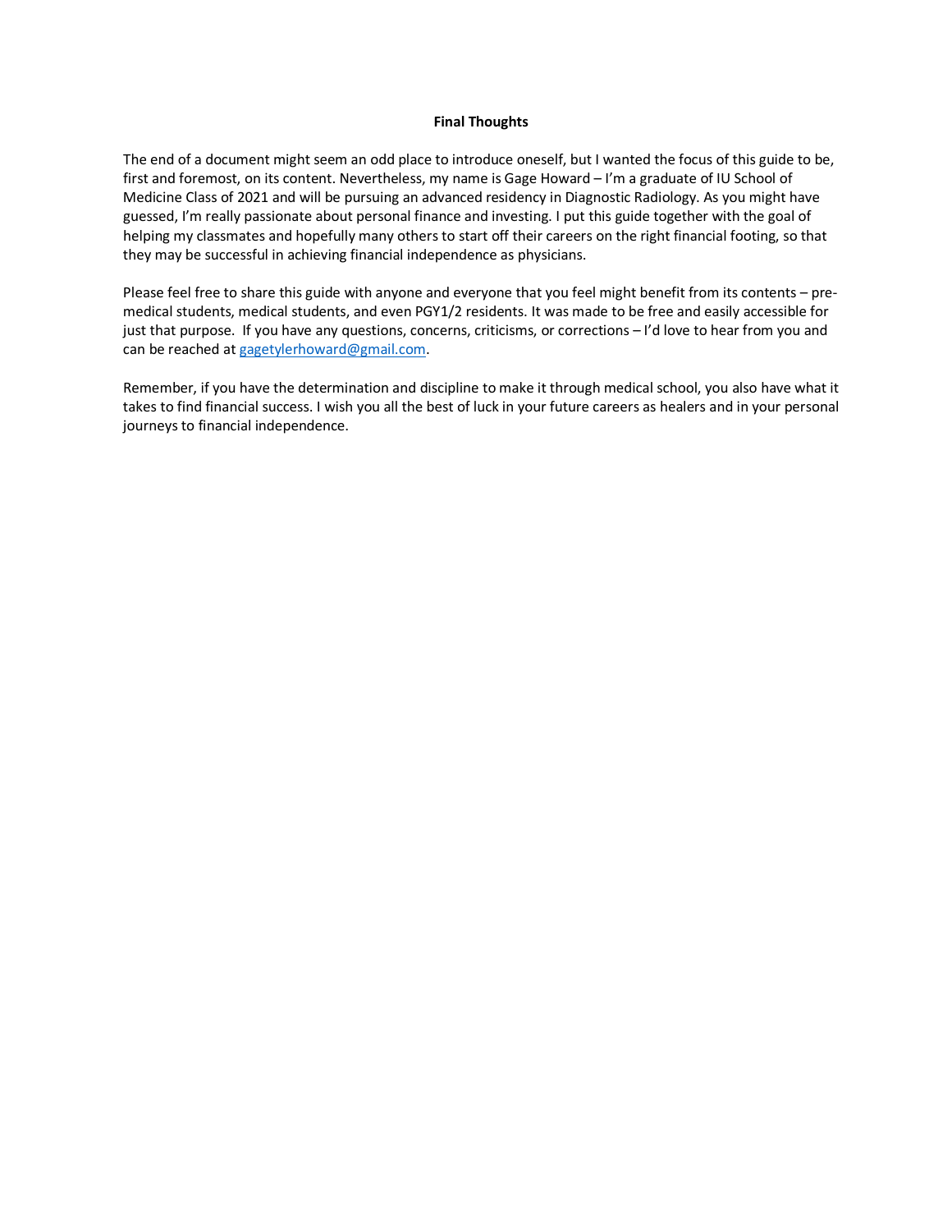**Final Thoughts**

The end of a document might seem an odd place to introduce oneself, but I wanted the focus of this guide to be, first and foremost, on its content. Nevertheless, my name is Gage Howard – I'm a graduate of IU School of Medicine Class of 2021 and will be pursuing an advanced residency in Diagnostic Radiology. As you might have guessed, I'm really passionate about personal finance and investing. I put this guide together with the goal of helping my classmates and hopefully many others to start off their careers on the right financial footing, so that they may be successful in achieving financial independence as physicians.

Please feel free to share this guide with anyone and everyone that you feel might benefit from its contents – pre-medical students, medical students, and even PGY1/2 residents. It was made to be free and easily accessible for just that purpose. If you have any questions, concerns, criticisms, or corrections – I'd love to hear from you and can be reached at gagetylerhoward@gmail.com.

Remember, if you have the determination and discipline to make it through medical school, you also have what it takes to find financial success. I wish you all the best of luck in your future careers as healers and in your personal journeys to financial independence.